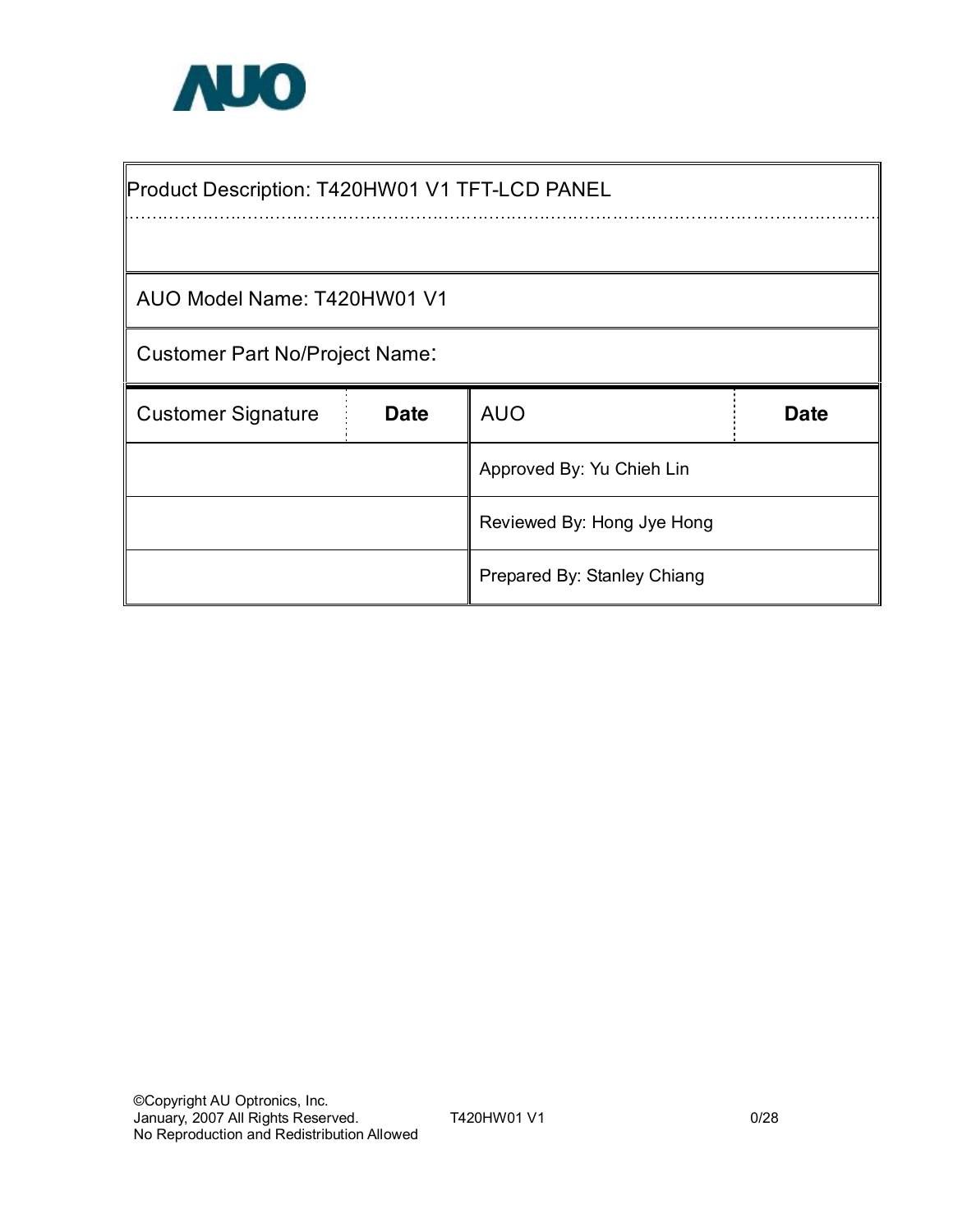AUO

| Product Description: T420HW01 V1 TFT-LCD PANEL | | | |
|---|---|---|---|
| AUO Model Name: T420HW01 V1 | | | |
| Customer Part No/Project Name: | | | |
| Customer Signature | Date | AUO | Date |
| | | Approved By: Yu Chieh Lin | |
| | | Reviewed By: Hong Jye Hong | |
| | | Prepared By: Stanley Chiang | |

©Copyright AU Optronics, Inc.
January, 2007 All Rights Reserved.
No Reproduction and Redistribution Allowed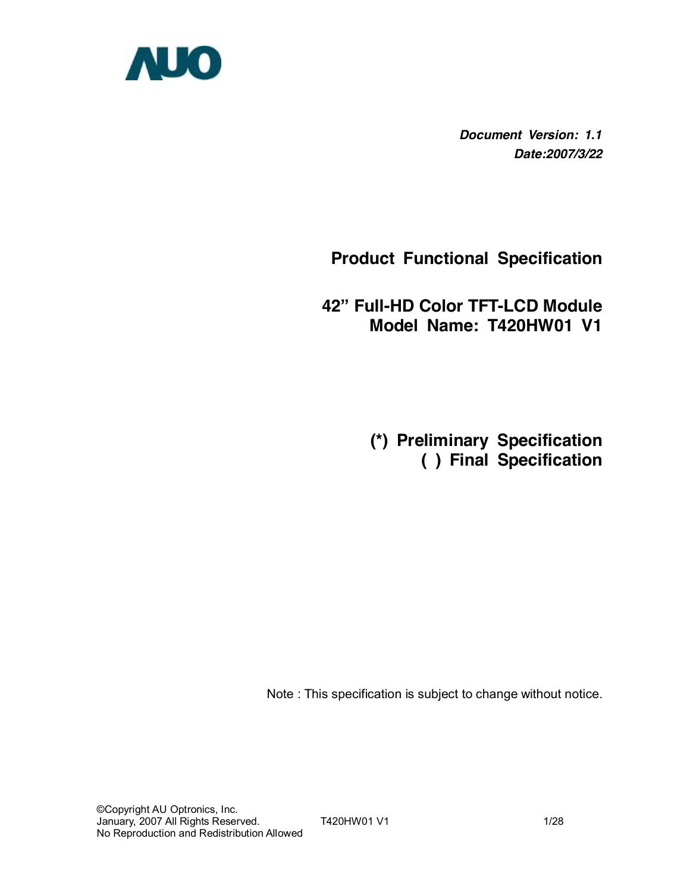*Document Version: 1.1*
*Date:2007/3/22*

# Product Functional Specification

## 42" Full-HD Color TFT-LCD Module
## Model Name: T420HW01 V1

**(*) Preliminary Specification**
**( ) Final Specification**

Note : This specification is subject to change without notice.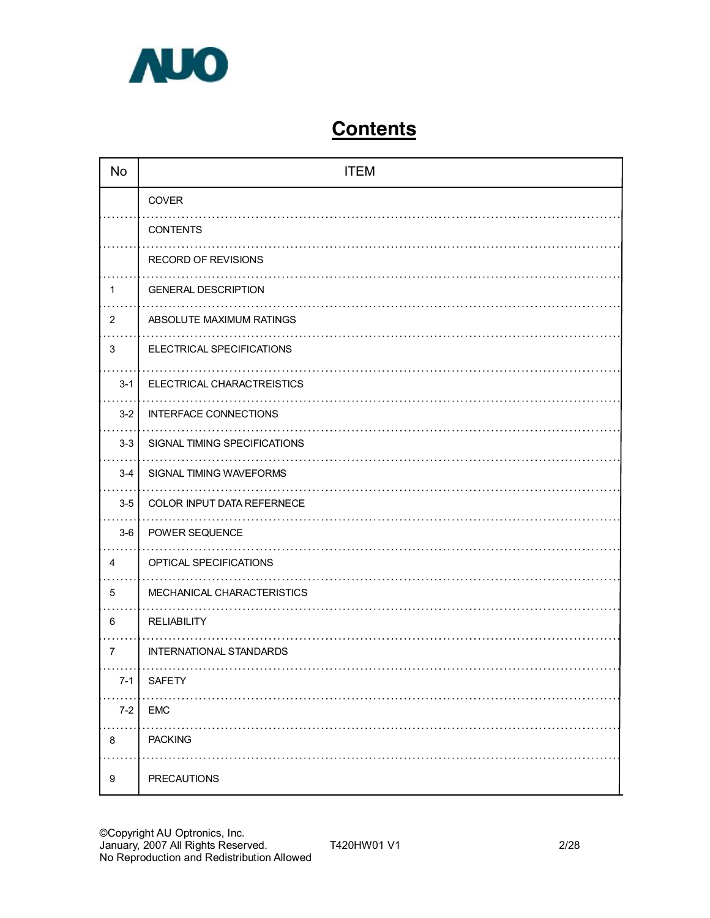AUO

# Contents

| No | ITEM |
|---|---|
| | COVER |
| | CONTENTS |
| | RECORD OF REVISIONS |
| 1 | GENERAL DESCRIPTION |
| 2 | ABSOLUTE MAXIMUM RATINGS |
| 3 | ELECTRICAL SPECIFICATIONS |
| 3-1 | ELECTRICAL CHARACTREISTICS |
| 3-2 | INTERFACE CONNECTIONS |
| 3-3 | SIGNAL TIMING SPECIFICATIONS |
| 3-4 | SIGNAL TIMING WAVEFORMS |
| 3-5 | COLOR INPUT DATA REFERNECE |
| 3-6 | POWER SEQUENCE |
| 4 | OPTICAL SPECIFICATIONS |
| 5 | MECHANICAL CHARACTERISTICS |
| 6 | RELIABILITY |
| 7 | INTERNATIONAL STANDARDS |
| 7-1 | SAFETY |
| 7-2 | EMC |
| 8 | PACKING |
| 9 | PRECAUTIONS |

©Copyright AU Optronics, Inc.
January, 2007 All Rights Reserved.
No Reproduction and Redistribution Allowed

T420HW01 V1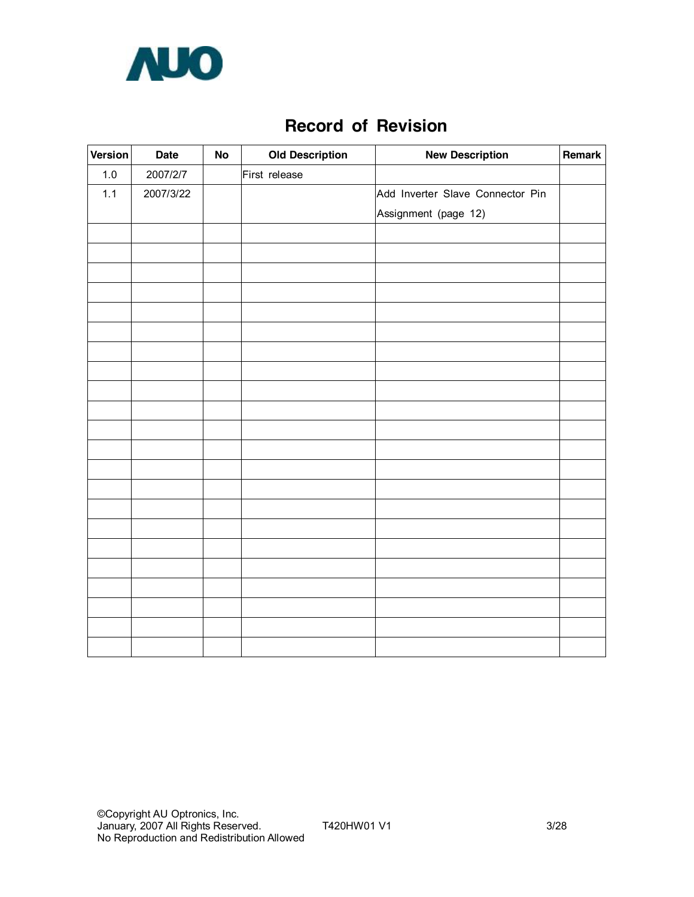# Record of Revision

| Version | Date | No | Old Description | New Description | Remark |
|---|---|---|---|---|---|
| 1.0 | 2007/2/7 | | First release | | |
| 1.1 | 2007/3/22 | | | Add Inverter Slave Connector Pin Assignment (page 12) | |
| | | | | | |
| | | | | | |
| | | | | | |
| | | | | | |
| | | | | | |
| | | | | | |
| | | | | | |
| | | | | | |
| | | | | | |
| | | | | | |
| | | | | | |
| | | | | | |
| | | | | | |
| | | | | | |
| | | | | | |
| | | | | | |
| | | | | | |
| | | | | | |
| | | | | | |
| | | | | | |
| | | | | | |
| | | | | | |
| | | | | | |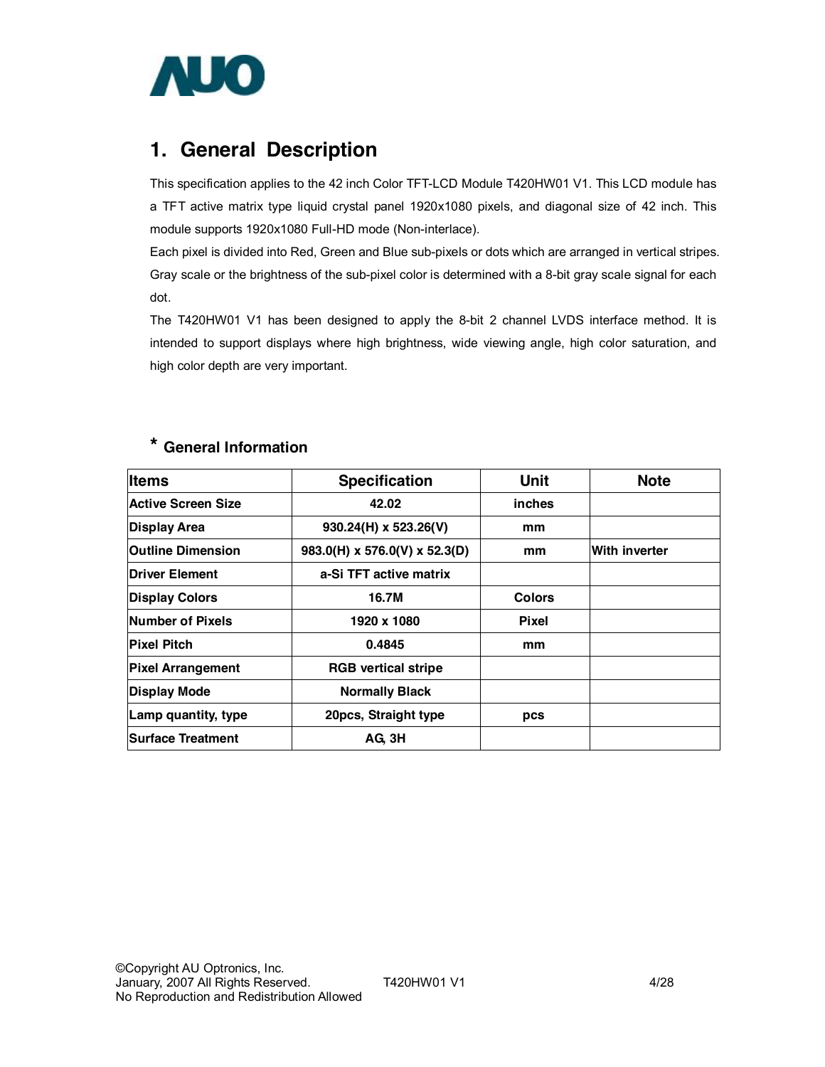# 1. General Description

This specification applies to the 42 inch Color TFT-LCD Module T420HW01 V1. This LCD module has a TFT active matrix type liquid crystal panel 1920x1080 pixels, and diagonal size of 42 inch. This module supports 1920x1080 Full-HD mode (Non-interlace).

Each pixel is divided into Red, Green and Blue sub-pixels or dots which are arranged in vertical stripes. Gray scale or the brightness of the sub-pixel color is determined with a 8-bit gray scale signal for each dot.

The T420HW01 V1 has been designed to apply the 8-bit 2 channel LVDS interface method. It is intended to support displays where high brightness, wide viewing angle, high color saturation, and high color depth are very important.

## * General Information

| Items | Specification | Unit | Note |
|---|---|---|---|
| Active Screen Size | 42.02 | inches | |
| Display Area | 930.24(H) x 523.26(V) | mm | |
| Outline Dimension | 983.0(H) x 576.0(V) x 52.3(D) | mm | With inverter |
| Driver Element | a-Si TFT active matrix | | |
| Display Colors | 16.7M | Colors | |
| Number of Pixels | 1920 x 1080 | Pixel | |
| Pixel Pitch | 0.4845 | mm | |
| Pixel Arrangement | RGB vertical stripe | | |
| Display Mode | Normally Black | | |
| Lamp quantity, type | 20pcs, Straight type | pcs | |
| Surface Treatment | AG, 3H | | |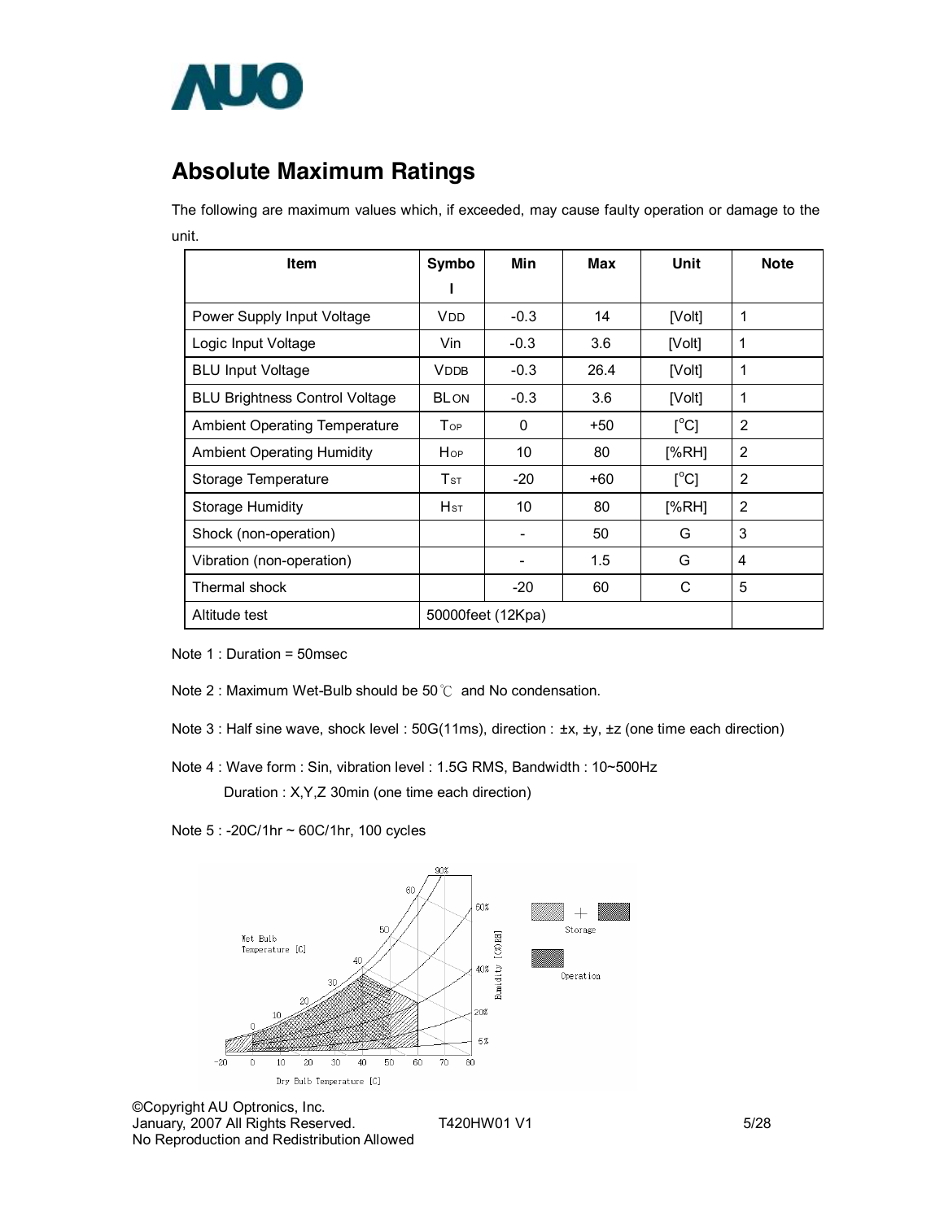## Absolute Maximum Ratings

The following are maximum values which, if exceeded, may cause faulty operation or damage to the unit.

| Item | Symbol | Min | Max | Unit | Note |
|---|---|---|---|---|---|
| Power Supply Input Voltage | $V_{DD}$ | -0.3 | 14 | [Volt] | 1 |
| Logic Input Voltage | Vin | -0.3 | 3.6 | [Volt] | 1 |
| BLU Input Voltage | $V_{DDB}$ | -0.3 | 26.4 | [Volt] | 1 |
| BLU Brightness Control Voltage | $BL_{ON}$ | -0.3 | 3.6 | [Volt] | 1 |
| Ambient Operating Temperature | $T_{OP}$ | 0 | +50 | [°C] | 2 |
| Ambient Operating Humidity | $H_{OP}$ | 10 | 80 | [%RH] | 2 |
| Storage Temperature | $T_{ST}$ | -20 | +60 | [°C] | 2 |
| Storage Humidity | $H_{ST}$ | 10 | 80 | [%RH] | 2 |
| Shock (non-operation) | | - | 50 | G | 3 |
| Vibration (non-operation) | | - | 1.5 | G | 4 |
| Thermal shock | | -20 | 60 | C | 5 |
| Altitude test | 50000feet (12Kpa) | | | | |

Note 1 : Duration = 50msec

Note 2 : Maximum Wet-Bulb should be 50℃ and No condensation.

Note 3 : Half sine wave, shock level : 50G(11ms), direction : ±x, ±y, ±z (one time each direction)

Note 4 : Wave form : Sin, vibration level : 1.5G RMS, Bandwidth : 10~500Hz
Duration : X,Y,Z 30min (one time each direction)

Note 5 : -20C/1hr ~ 60C/1hr, 100 cycles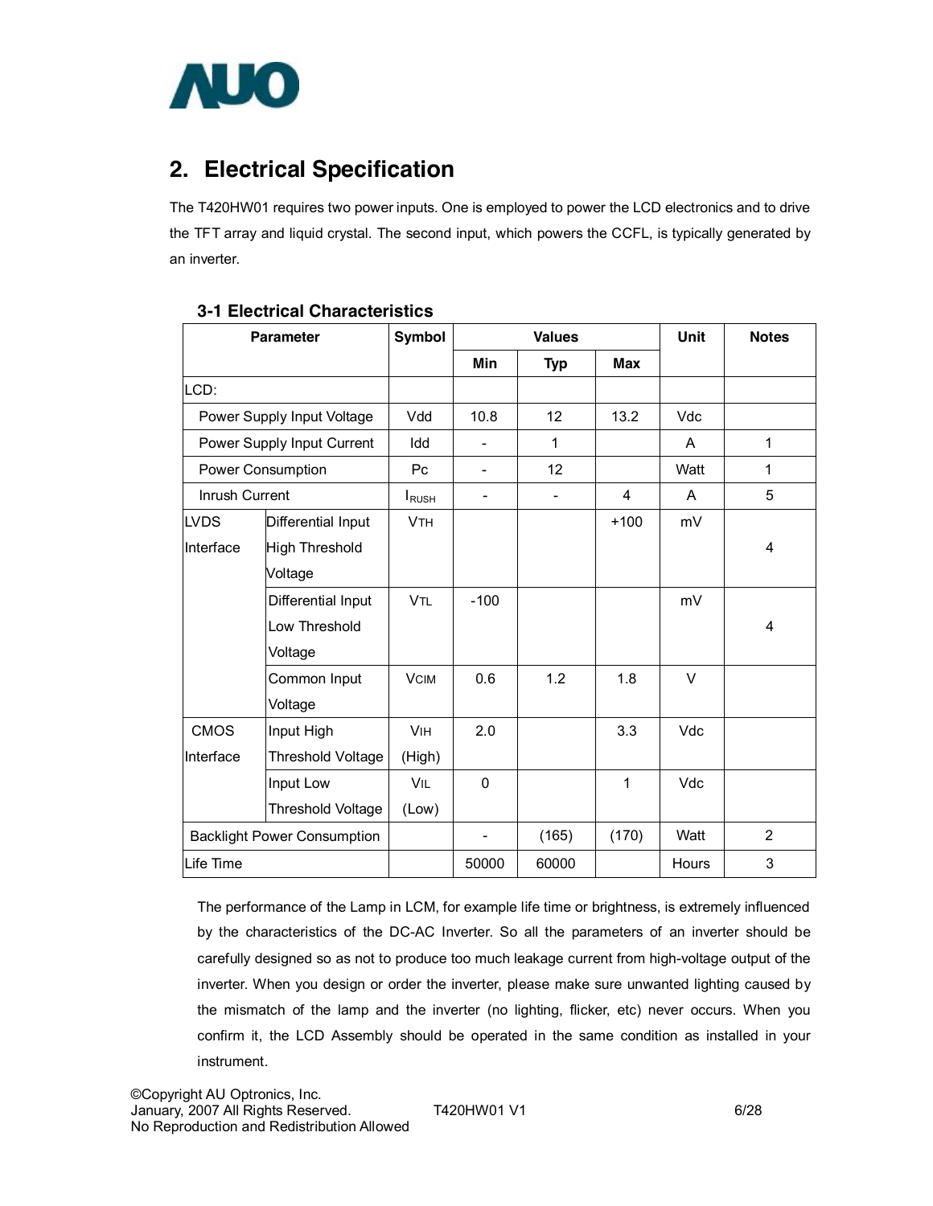## 2. Electrical Specification

The T420HW01 requires two power inputs. One is employed to power the LCD electronics and to drive the TFT array and liquid crystal. The second input, which powers the CCFL, is typically generated by an inverter.

### 3-1 Electrical Characteristics

| Parameter | | Symbol | Values | | | Unit | Notes |
|---|---|---|---|---|---|---|---|
| | | | Min | Typ | Max | | |
| LCD: | | | | | | | |
| Power Supply Input Voltage | | Vdd | 10.8 | 12 | 13.2 | Vdc | |
| Power Supply Input Current | | Idd | - | 1 | | A | 1 |
| Power Consumption | | Pc | - | 12 | | Watt | 1 |
| Inrush Current | | $I_{RUSH}$ | - | - | 4 | A | 5 |
| LVDS Interface | Differential Input High Threshold Voltage | $V_{TH}$ | | | +100 | mV | 4 |
| | Differential Input Low Threshold Voltage | $V_{TL}$ | -100 | | | mV | 4 |
| | Common Input Voltage | $V_{CIM}$ | 0.6 | 1.2 | 1.8 | V | |
| CMOS Interface | Input High Threshold Voltage | $V_{IH}$ (High) | 2.0 | | 3.3 | Vdc | |
| | Input Low Threshold Voltage | $V_{IL}$ (Low) | 0 | | 1 | Vdc | |
| Backlight Power Consumption | | | - | (165) | (170) | Watt | 2 |
| Life Time | | | 50000 | 60000 | | Hours | 3 |

The performance of the Lamp in LCM, for example life time or brightness, is extremely influenced by the characteristics of the DC-AC Inverter. So all the parameters of an inverter should be carefully designed so as not to produce too much leakage current from high-voltage output of the inverter. When you design or order the inverter, please make sure unwanted lighting caused by the mismatch of the lamp and the inverter (no lighting, flicker, etc) never occurs. When you confirm it, the LCD Assembly should be operated in the same condition as installed in your instrument.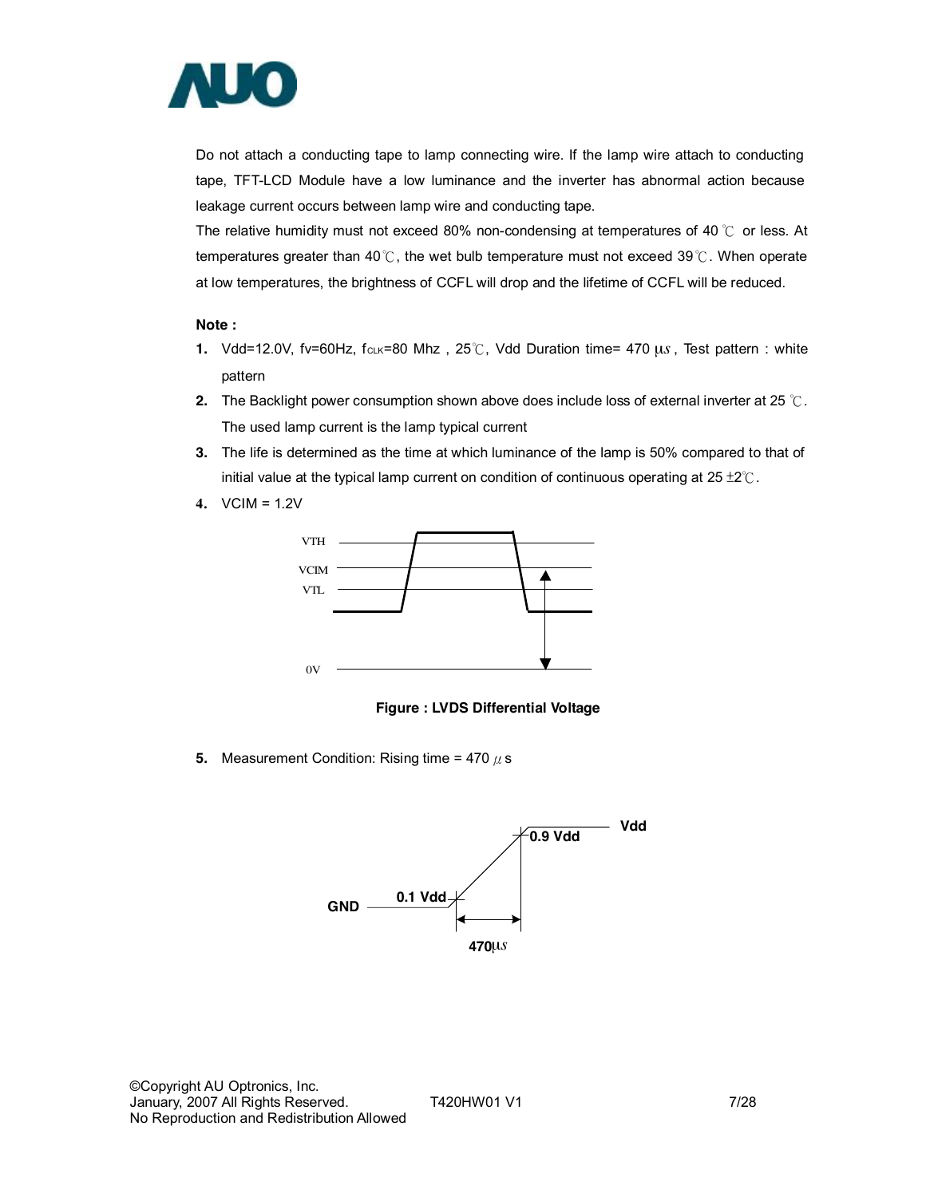Do not attach a conducting tape to lamp connecting wire. If the lamp wire attach to conducting tape, TFT-LCD Module have a low luminance and the inverter has abnormal action because leakage current occurs between lamp wire and conducting tape.

The relative humidity must not exceed 80% non-condensing at temperatures of 40 ℃ or less. At temperatures greater than 40℃, the wet bulb temperature must not exceed 39℃. When operate at low temperatures, the brightness of CCFL will drop and the lifetime of CCFL will be reduced.

**Note :**

1. Vdd=12.0V, fv=60Hz, $f_{CLK}$=80 Mhz , 25℃, Vdd Duration time= 470 μs , Test pattern : white pattern
2. The Backlight power consumption shown above does include loss of external inverter at 25 ℃. The used lamp current is the lamp typical current
3. The life is determined as the time at which luminance of the lamp is 50% compared to that of initial value at the typical lamp current on condition of continuous operating at 25 ±2℃.
4. VCIM = 1.2V

VTH

VCIM

VTL

0V

**Figure : LVDS Differential Voltage**

5. Measurement Condition: Rising time = 470 μs

Vdd

0.9 Vdd

GND

0.1 Vdd

470μs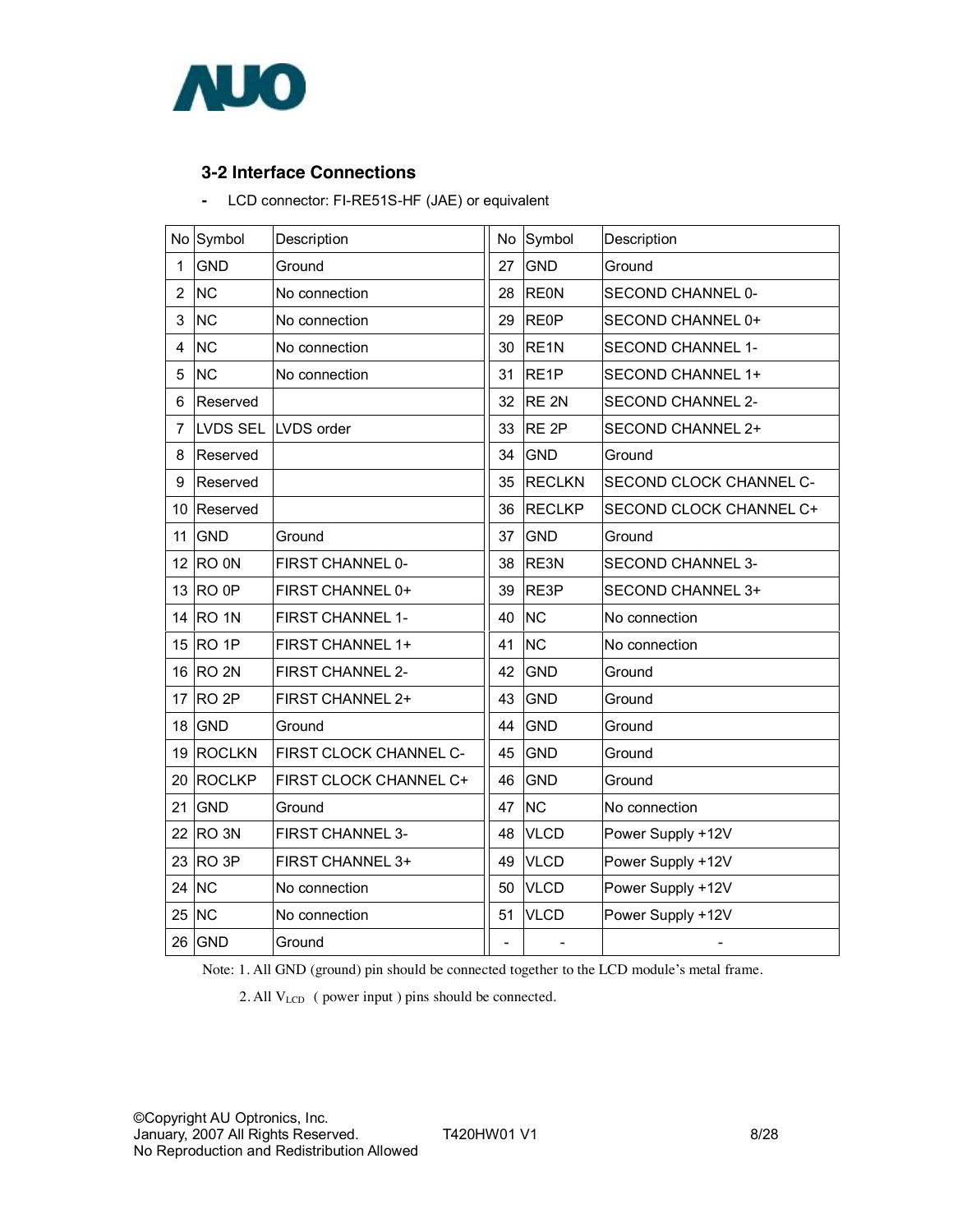### 3-2 Interface Connections

- LCD connector: FI-RE51S-HF (JAE) or equivalent

| No | Symbol | Description | No | Symbol | Description |
|---|---|---|---|---|---|
| 1 | GND | Ground | 27 | GND | Ground |
| 2 | NC | No connection | 28 | RE0N | SECOND CHANNEL 0- |
| 3 | NC | No connection | 29 | RE0P | SECOND CHANNEL 0+ |
| 4 | NC | No connection | 30 | RE1N | SECOND CHANNEL 1- |
| 5 | NC | No connection | 31 | RE1P | SECOND CHANNEL 1+ |
| 6 | Reserved | | 32 | RE 2N | SECOND CHANNEL 2- |
| 7 | LVDS SEL | LVDS order | 33 | RE 2P | SECOND CHANNEL 2+ |
| 8 | Reserved | | 34 | GND | Ground |
| 9 | Reserved | | 35 | RECLKN | SECOND CLOCK CHANNEL C- |
| 10 | Reserved | | 36 | RECLKP | SECOND CLOCK CHANNEL C+ |
| 11 | GND | Ground | 37 | GND | Ground |
| 12 | RO 0N | FIRST CHANNEL 0- | 38 | RE3N | SECOND CHANNEL 3- |
| 13 | RO 0P | FIRST CHANNEL 0+ | 39 | RE3P | SECOND CHANNEL 3+ |
| 14 | RO 1N | FIRST CHANNEL 1- | 40 | NC | No connection |
| 15 | RO 1P | FIRST CHANNEL 1+ | 41 | NC | No connection |
| 16 | RO 2N | FIRST CHANNEL 2- | 42 | GND | Ground |
| 17 | RO 2P | FIRST CHANNEL 2+ | 43 | GND | Ground |
| 18 | GND | Ground | 44 | GND | Ground |
| 19 | ROCLKN | FIRST CLOCK CHANNEL C- | 45 | GND | Ground |
| 20 | ROCLKP | FIRST CLOCK CHANNEL C+ | 46 | GND | Ground |
| 21 | GND | Ground | 47 | NC | No connection |
| 22 | RO 3N | FIRST CHANNEL 3- | 48 | VLCD | Power Supply +12V |
| 23 | RO 3P | FIRST CHANNEL 3+ | 49 | VLCD | Power Supply +12V |
| 24 | NC | No connection | 50 | VLCD | Power Supply +12V |
| 25 | NC | No connection | 51 | VLCD | Power Supply +12V |
| 26 | GND | Ground | - | - | - |

Note: 1. All GND (ground) pin should be connected together to the LCD module's metal frame.

2. All $V_{LCD}$ ( power input ) pins should be connected.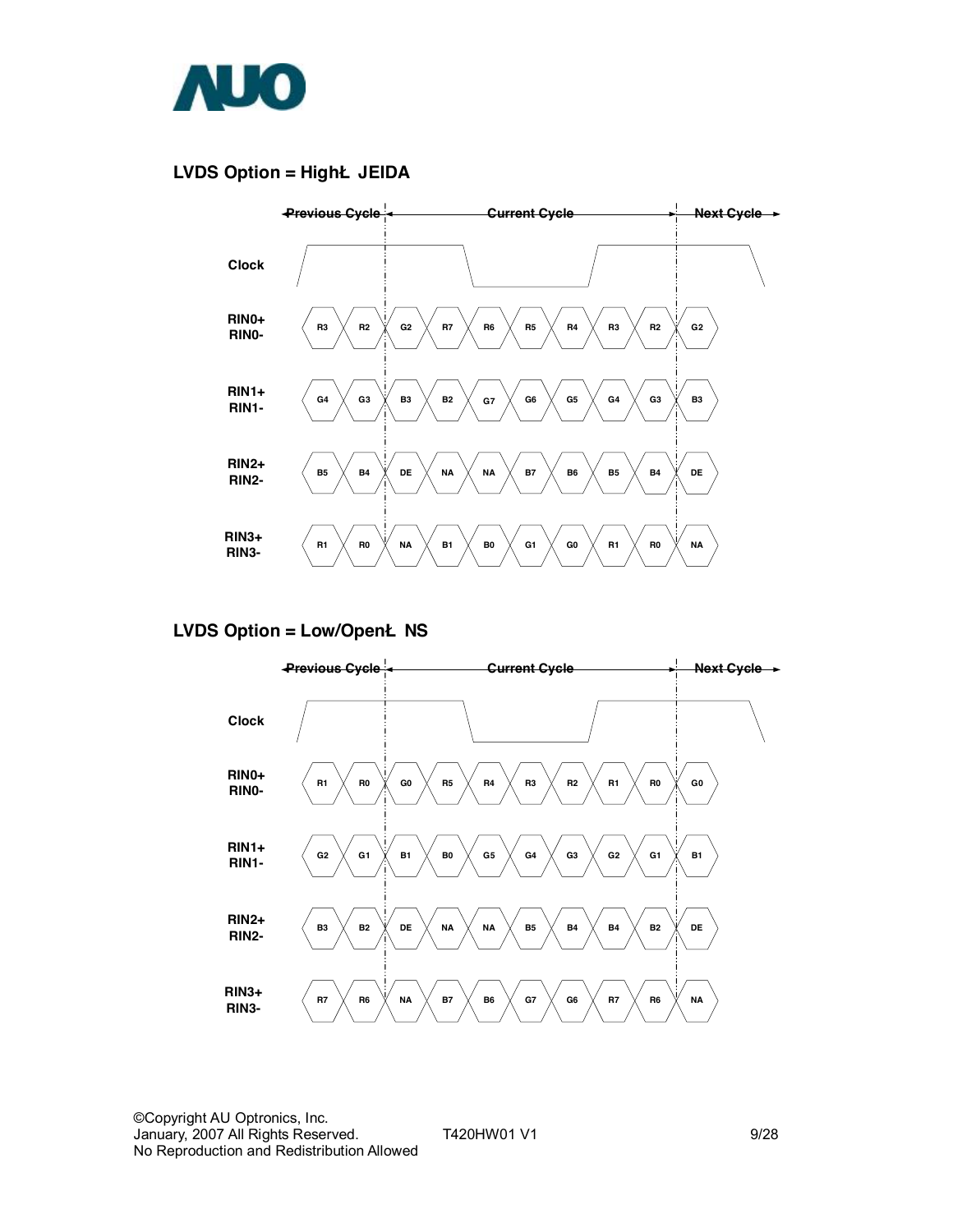## LVDS Option = HighĿ JEIDA

| | Previous Cycle | | Current Cycle | | | | | | | Next Cycle |
|---|---|---|---|---|---|---|---|---|---|---|
| RIN0+ RIN0- | R3 | R2 | G2 | R7 | R6 | R5 | R4 | R3 | R2 | G2 |
| RIN1+ RIN1- | G4 | G3 | B3 | B2 | G7 | G6 | G5 | G4 | G3 | B3 |
| RIN2+ RIN2- | B5 | B4 | DE | NA | NA | B7 | B6 | B5 | B4 | DE |
| RIN3+ RIN3- | R1 | R0 | NA | B1 | B0 | G1 | G0 | R1 | R0 | NA |

## LVDS Option = Low/OpenĿ NS

| | Previous Cycle | | Current Cycle | | | | | | | Next Cycle |
|---|---|---|---|---|---|---|---|---|---|---|
| RIN0+ RIN0- | R1 | R0 | G0 | R5 | R4 | R3 | R2 | R1 | R0 | G0 |
| RIN1+ RIN1- | G2 | G1 | B1 | B0 | G5 | G4 | G3 | G2 | G1 | B1 |
| RIN2+ RIN2- | B3 | B2 | DE | NA | NA | B5 | B4 | B4 | B2 | DE |
| RIN3+ RIN3- | R7 | R6 | NA | B7 | B6 | G7 | G6 | R7 | R6 | NA |

©Copyright AU Optronics, Inc.
January, 2007 All Rights Reserved.
No Reproduction and Redistribution Allowed

T420HW01 V1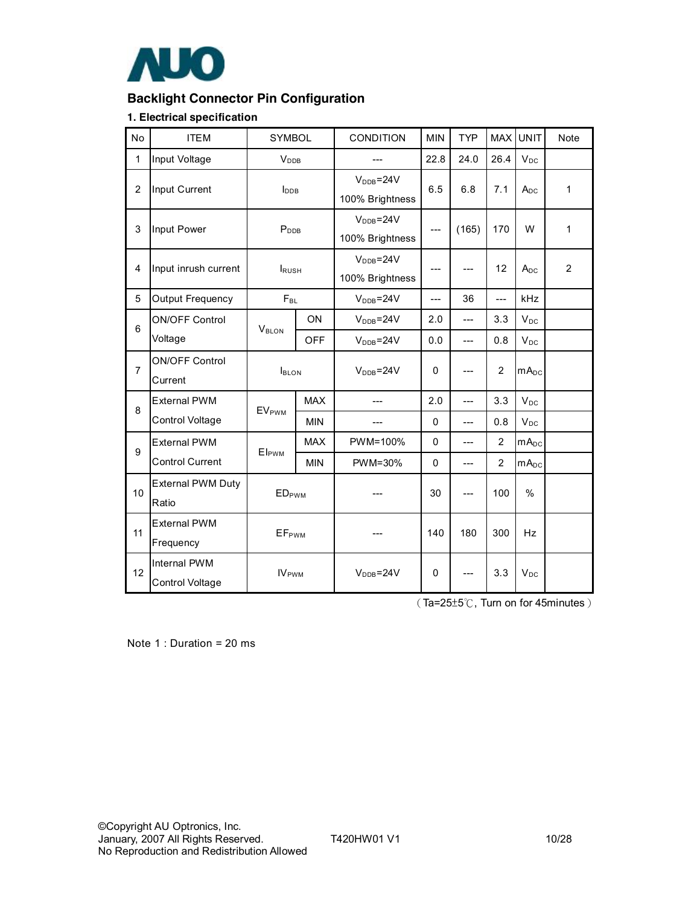## Backlight Connector Pin Configuration

### 1. Electrical specification

| No | ITEM | SYMBOL | | CONDITION | MIN | TYP | MAX | UNIT | Note |
|---|---|---|---|---|---|---|---|---|---|
| 1 | Input Voltage | $V_{DDB}$ | | --- | 22.8 | 24.0 | 26.4 | $V_{DC}$ | |
| 2 | Input Current | $I_{DDB}$ | | $V_{DDB}$=24V 100% Brightness | 6.5 | 6.8 | 7.1 | $A_{DC}$ | 1 |
| 3 | Input Power | $P_{DDB}$ | | $V_{DDB}$=24V 100% Brightness | --- | (165) | 170 | W | 1 |
| 4 | Input inrush current | $I_{RUSH}$ | | $V_{DDB}$=24V 100% Brightness | --- | --- | 12 | $A_{DC}$ | 2 |
| 5 | Output Frequency | $F_{BL}$ | | $V_{DDB}$=24V | --- | 36 | --- | kHz | |
| 6 | ON/OFF Control Voltage | $V_{BLON}$ | ON | $V_{DDB}$=24V | 2.0 | --- | 3.3 | $V_{DC}$ | |
| | | | OFF | $V_{DDB}$=24V | 0.0 | --- | 0.8 | $V_{DC}$ | |
| 7 | ON/OFF Control Current | $I_{BLON}$ | | $V_{DDB}$=24V | 0 | --- | 2 | $mA_{DC}$ | |
| 8 | External PWM Control Voltage | $EV_{PWM}$ | MAX | --- | 2.0 | --- | 3.3 | $V_{DC}$ | |
| | | | MIN | --- | 0 | --- | 0.8 | $V_{DC}$ | |
| 9 | External PWM Control Current | $EI_{PWM}$ | MAX | PWM=100% | 0 | --- | 2 | $mA_{DC}$ | |
| | | | MIN | PWM=30% | 0 | --- | 2 | $mA_{DC}$ | |
| 10 | External PWM Duty Ratio | $ED_{PWM}$ | | --- | 30 | --- | 100 | % | |
| 11 | External PWM Frequency | $EF_{PWM}$ | | --- | 140 | 180 | 300 | Hz | |
| 12 | Internal PWM Control Voltage | $IV_{PWM}$ | | $V_{DDB}$=24V | 0 | --- | 3.3 | $V_{DC}$ | |

（Ta=25±5℃, Turn on for 45minutes）

Note 1 : Duration = 20 ms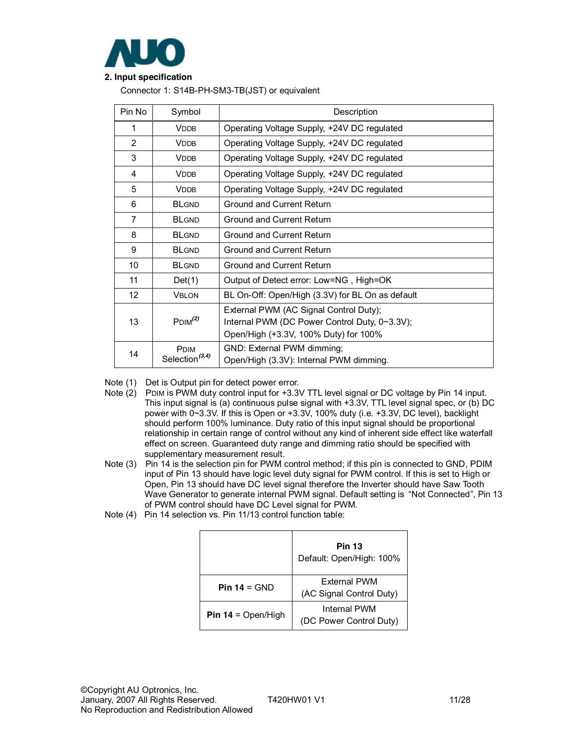## 2. Input specification

Connector 1: S14B-PH-SM3-TB(JST) or equivalent

| Pin No | Symbol | Description |
|---|---|---|
| 1 | VDDB | Operating Voltage Supply, +24V DC regulated |
| 2 | VDDB | Operating Voltage Supply, +24V DC regulated |
| 3 | VDDB | Operating Voltage Supply, +24V DC regulated |
| 4 | VDDB | Operating Voltage Supply, +24V DC regulated |
| 5 | VDDB | Operating Voltage Supply, +24V DC regulated |
| 6 | BLGND | Ground and Current Return |
| 7 | BLGND | Ground and Current Return |
| 8 | BLGND | Ground and Current Return |
| 9 | BLGND | Ground and Current Return |
| 10 | BLGND | Ground and Current Return |
| 11 | Det(1) | Output of Detect error: Low=NG , High=OK |
| 12 | VBLON | BL On-Off: Open/High (3.3V) for BL On as default |
| 13 | PDIM(2) | External PWM (AC Signal Control Duty);<br>Internal PWM (DC Power Control Duty, 0~3.3V);<br>Open/High (+3.3V, 100% Duty) for 100% |
| 14 | PDIM Selection(3,4) | GND: External PWM dimming;<br>Open/High (3.3V): Internal PWM dimming. |

Note (1) Det is Output pin for detect power error.

Note (2) PDIM is PWM duty control input for +3.3V TTL level signal or DC voltage by Pin 14 input. This input signal is (a) continuous pulse signal with +3.3V, TTL level signal spec, or (b) DC power with 0~3.3V. If this is Open or +3.3V, 100% duty (i.e. +3.3V, DC level), backlight should perform 100% luminance. Duty ratio of this input signal should be proportional relationship in certain range of control without any kind of inherent side effect like waterfall effect on screen. Guaranteed duty range and dimming ratio should be specified with supplementary measurement result.

Note (3) Pin 14 is the selection pin for PWM control method; if this pin is connected to GND, PDIM input of Pin 13 should have logic level duty signal for PWM control. If this is set to High or Open, Pin 13 should have DC level signal therefore the Inverter should have Saw Tooth Wave Generator to generate internal PWM signal. Default setting is "Not Connected", Pin 13 of PWM control should have DC Level signal for PWM.

Note (4) Pin 14 selection vs. Pin 11/13 control function table:

| | **Pin 13**<br>Default: Open/High: 100% |
|---|---|
| **Pin 14** = GND | External PWM<br>(AC Signal Control Duty) |
| **Pin 14** = Open/High | Internal PWM<br>(DC Power Control Duty) |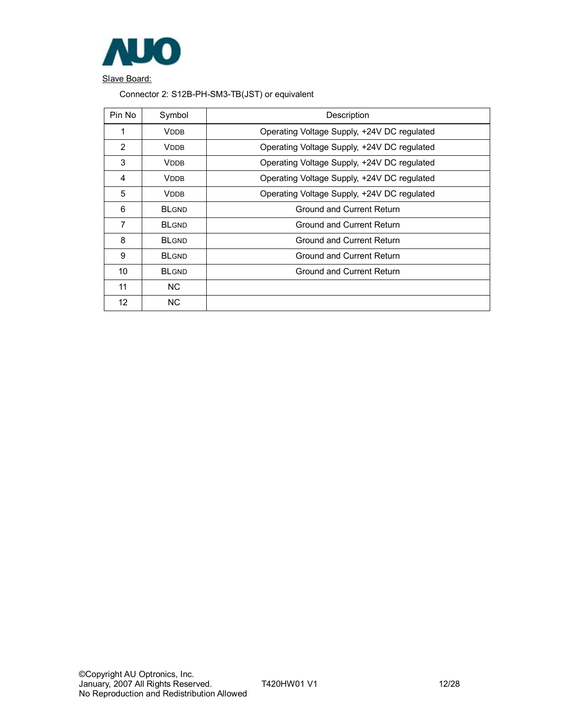<u>Slave Board:</u>

Connector 2: S12B-PH-SM3-TB(JST) or equivalent

| Pin No | Symbol | Description |
|---|---|---|
| 1 | VDDB | Operating Voltage Supply, +24V DC regulated |
| 2 | VDDB | Operating Voltage Supply, +24V DC regulated |
| 3 | VDDB | Operating Voltage Supply, +24V DC regulated |
| 4 | VDDB | Operating Voltage Supply, +24V DC regulated |
| 5 | VDDB | Operating Voltage Supply, +24V DC regulated |
| 6 | BLGND | Ground and Current Return |
| 7 | BLGND | Ground and Current Return |
| 8 | BLGND | Ground and Current Return |
| 9 | BLGND | Ground and Current Return |
| 10 | BLGND | Ground and Current Return |
| 11 | NC | |
| 12 | NC | |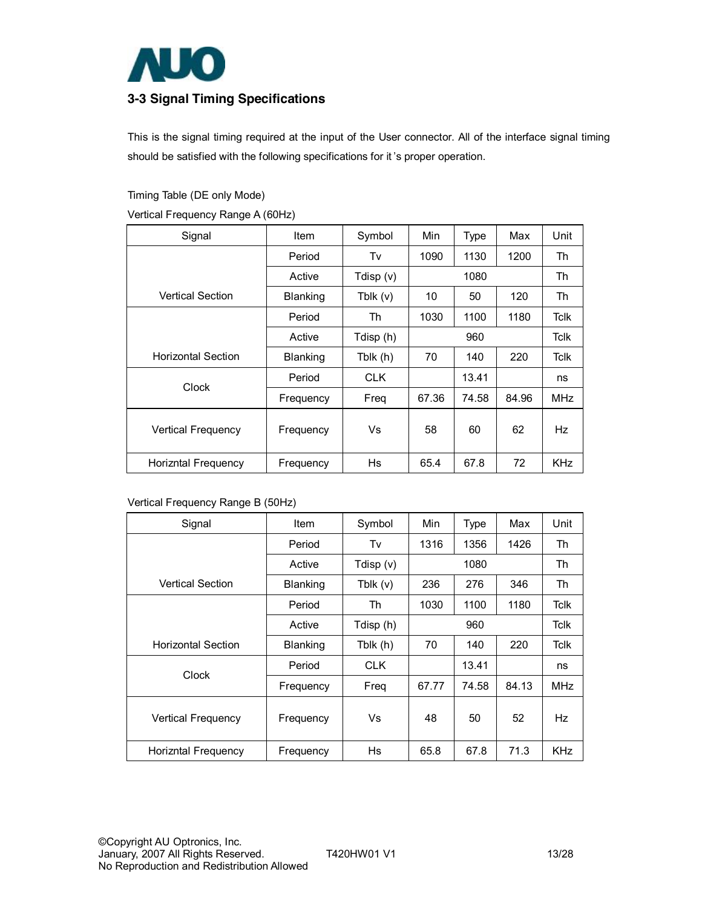## 3-3 Signal Timing Specifications

This is the signal timing required at the input of the User connector. All of the interface signal timing should be satisfied with the following specifications for it 's proper operation.

Timing Table (DE only Mode)

Vertical Frequency Range A (60Hz)

| Signal | Item | Symbol | Min | Type | Max | Unit |
|---|---|---|---|---|---|---|
| Vertical Section | Period | Tv | 1090 | 1130 | 1200 | Th |
| | Active | Tdisp (v) | | 1080 | | Th |
| | Blanking | Tblk (v) | 10 | 50 | 120 | Th |
| Horizontal Section | Period | Th | 1030 | 1100 | 1180 | Tclk |
| | Active | Tdisp (h) | | 960 | | Tclk |
| | Blanking | Tblk (h) | 70 | 140 | 220 | Tclk |
| Clock | Period | CLK | | 13.41 | | ns |
| | Frequency | Freq | 67.36 | 74.58 | 84.96 | MHz |
| Vertical Frequency | Frequency | Vs | 58 | 60 | 62 | Hz |
| Horizntal Frequency | Frequency | Hs | 65.4 | 67.8 | 72 | KHz |

Vertical Frequency Range B (50Hz)

| Signal | Item | Symbol | Min | Type | Max | Unit |
|---|---|---|---|---|---|---|
| Vertical Section | Period | Tv | 1316 | 1356 | 1426 | Th |
| | Active | Tdisp (v) | | 1080 | | Th |
| | Blanking | Tblk (v) | 236 | 276 | 346 | Th |
| Horizontal Section | Period | Th | 1030 | 1100 | 1180 | Tclk |
| | Active | Tdisp (h) | | 960 | | Tclk |
| | Blanking | Tblk (h) | 70 | 140 | 220 | Tclk |
| Clock | Period | CLK | | 13.41 | | ns |
| | Frequency | Freq | 67.77 | 74.58 | 84.13 | MHz |
| Vertical Frequency | Frequency | Vs | 48 | 50 | 52 | Hz |
| Horizntal Frequency | Frequency | Hs | 65.8 | 67.8 | 71.3 | KHz |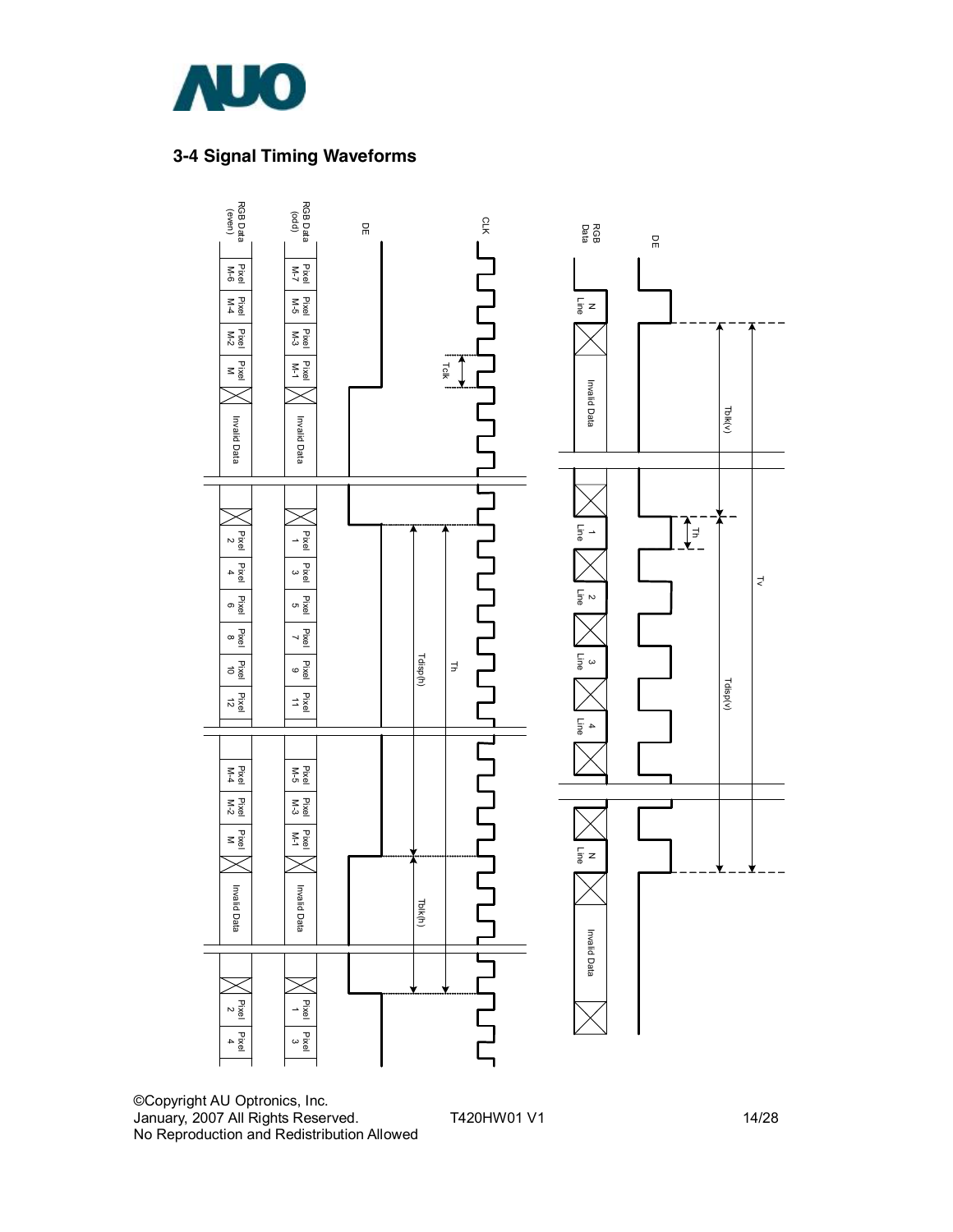## 3-4 Signal Timing Waveforms

RGB Data (even) | Pixel M-6 | Pixel M-4 | Pixel M-2 | Pixel M | Invalid Data | Pixel 2 | Pixel 4 | Pixel 6 | Pixel 8 | Pixel 10 | Pixel 12 | Pixel M-4 | Pixel M-2 | Pixel M | Invalid Data | Pixel 2 | Pixel 4

RGB Data (odd) | Pixel M-7 | Pixel M-5 | Pixel M-3 | Pixel M-1 | Invalid Data | Pixel 1 | Pixel 3 | Pixel 5 | Pixel 7 | Pixel 9 | Pixel 11 | Pixel M-5 | Pixel M-3 | Pixel M-1 | Invalid Data | Pixel 1 | Pixel 3

DE

CLK

Tck

Tdisp(h)

Th

Tblk(h)

RGB Data | N Line | Invalid Data | 1 Line | 2 Line | 3 Line | 4 Line | N Line | Invalid Data

DE

Tblk(v)

Th

Tv

Tdisp(v)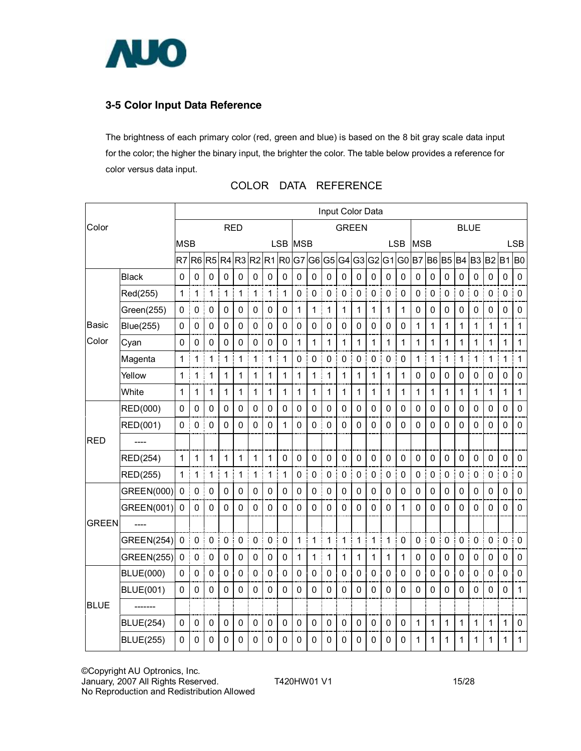## 3-5 Color Input Data Reference

The brightness of each primary color (red, green and blue) is based on the 8 bit gray scale data input for the color; the higher the binary input, the brighter the color. The table below provides a reference for color versus data input.

COLOR DATA REFERENCE

| Color | | Input Color Data | | | | | | | | | | | | | | | | | | | | | | | |
|---|---|---|---|---|---|---|---|---|---|---|---|---|---|---|---|---|---|---|---|---|---|---|---|---|---|
| | | RED | | | | | | | | GREEN | | | | | | | | BLUE | | | | | | | |
| | | MSB | | | | | | | LSB | MSB | | | | | | | LSB | MSB | | | | | | | LSB |
| | | R7 | R6 | R5 | R4 | R3 | R2 | R1 | R0 | G7 | G6 | G5 | G4 | G3 | G2 | G1 | G0 | B7 | B6 | B5 | B4 | B3 | B2 | B1 | B0 |
| Basic Color | Black | 0 | 0 | 0 | 0 | 0 | 0 | 0 | 0 | 0 | 0 | 0 | 0 | 0 | 0 | 0 | 0 | 0 | 0 | 0 | 0 | 0 | 0 | 0 | 0 |
| | Red(255) | 1 | 1 | 1 | 1 | 1 | 1 | 1 | 1 | 0 | 0 | 0 | 0 | 0 | 0 | 0 | 0 | 0 | 0 | 0 | 0 | 0 | 0 | 0 | 0 |
| | Green(255) | 0 | 0 | 0 | 0 | 0 | 0 | 0 | 0 | 1 | 1 | 1 | 1 | 1 | 1 | 1 | 1 | 0 | 0 | 0 | 0 | 0 | 0 | 0 | 0 |
| | Blue(255) | 0 | 0 | 0 | 0 | 0 | 0 | 0 | 0 | 0 | 0 | 0 | 0 | 0 | 0 | 0 | 0 | 1 | 1 | 1 | 1 | 1 | 1 | 1 | 1 |
| | Cyan | 0 | 0 | 0 | 0 | 0 | 0 | 0 | 0 | 1 | 1 | 1 | 1 | 1 | 1 | 1 | 1 | 1 | 1 | 1 | 1 | 1 | 1 | 1 | 1 |
| | Magenta | 1 | 1 | 1 | 1 | 1 | 1 | 1 | 1 | 0 | 0 | 0 | 0 | 0 | 0 | 0 | 0 | 1 | 1 | 1 | 1 | 1 | 1 | 1 | 1 |
| | Yellow | 1 | 1 | 1 | 1 | 1 | 1 | 1 | 1 | 1 | 1 | 1 | 1 | 1 | 1 | 1 | 1 | 0 | 0 | 0 | 0 | 0 | 0 | 0 | 0 |
| | White | 1 | 1 | 1 | 1 | 1 | 1 | 1 | 1 | 1 | 1 | 1 | 1 | 1 | 1 | 1 | 1 | 1 | 1 | 1 | 1 | 1 | 1 | 1 | 1 |
| RED | RED(000) | 0 | 0 | 0 | 0 | 0 | 0 | 0 | 0 | 0 | 0 | 0 | 0 | 0 | 0 | 0 | 0 | 0 | 0 | 0 | 0 | 0 | 0 | 0 | 0 |
| | RED(001) | 0 | 0 | 0 | 0 | 0 | 0 | 0 | 1 | 0 | 0 | 0 | 0 | 0 | 0 | 0 | 0 | 0 | 0 | 0 | 0 | 0 | 0 | 0 | 0 |
| | ---- | | | | | | | | | | | | | | | | | | | | | | | | |
| | RED(254) | 1 | 1 | 1 | 1 | 1 | 1 | 1 | 0 | 0 | 0 | 0 | 0 | 0 | 0 | 0 | 0 | 0 | 0 | 0 | 0 | 0 | 0 | 0 | 0 |
| | RED(255) | 1 | 1 | 1 | 1 | 1 | 1 | 1 | 1 | 0 | 0 | 0 | 0 | 0 | 0 | 0 | 0 | 0 | 0 | 0 | 0 | 0 | 0 | 0 | 0 |
| GREEN | GREEN(000) | 0 | 0 | 0 | 0 | 0 | 0 | 0 | 0 | 0 | 0 | 0 | 0 | 0 | 0 | 0 | 0 | 0 | 0 | 0 | 0 | 0 | 0 | 0 | 0 |
| | GREEN(001) | 0 | 0 | 0 | 0 | 0 | 0 | 0 | 0 | 0 | 0 | 0 | 0 | 0 | 0 | 0 | 1 | 0 | 0 | 0 | 0 | 0 | 0 | 0 | 0 |
| | ---- | | | | | | | | | | | | | | | | | | | | | | | | |
| | GREEN(254) | 0 | 0 | 0 | 0 | 0 | 0 | 0 | 0 | 1 | 1 | 1 | 1 | 1 | 1 | 1 | 0 | 0 | 0 | 0 | 0 | 0 | 0 | 0 | 0 |
| | GREEN(255) | 0 | 0 | 0 | 0 | 0 | 0 | 0 | 0 | 1 | 1 | 1 | 1 | 1 | 1 | 1 | 1 | 0 | 0 | 0 | 0 | 0 | 0 | 0 | 0 |
| BLUE | BLUE(000) | 0 | 0 | 0 | 0 | 0 | 0 | 0 | 0 | 0 | 0 | 0 | 0 | 0 | 0 | 0 | 0 | 0 | 0 | 0 | 0 | 0 | 0 | 0 | 0 |
| | BLUE(001) | 0 | 0 | 0 | 0 | 0 | 0 | 0 | 0 | 0 | 0 | 0 | 0 | 0 | 0 | 0 | 0 | 0 | 0 | 0 | 0 | 0 | 0 | 0 | 1 |
| | ------- | | | | | | | | | | | | | | | | | | | | | | | | |
| | BLUE(254) | 0 | 0 | 0 | 0 | 0 | 0 | 0 | 0 | 0 | 0 | 0 | 0 | 0 | 0 | 0 | 0 | 1 | 1 | 1 | 1 | 1 | 1 | 1 | 0 |
| | BLUE(255) | 0 | 0 | 0 | 0 | 0 | 0 | 0 | 0 | 0 | 0 | 0 | 0 | 0 | 0 | 0 | 0 | 1 | 1 | 1 | 1 | 1 | 1 | 1 | 1 |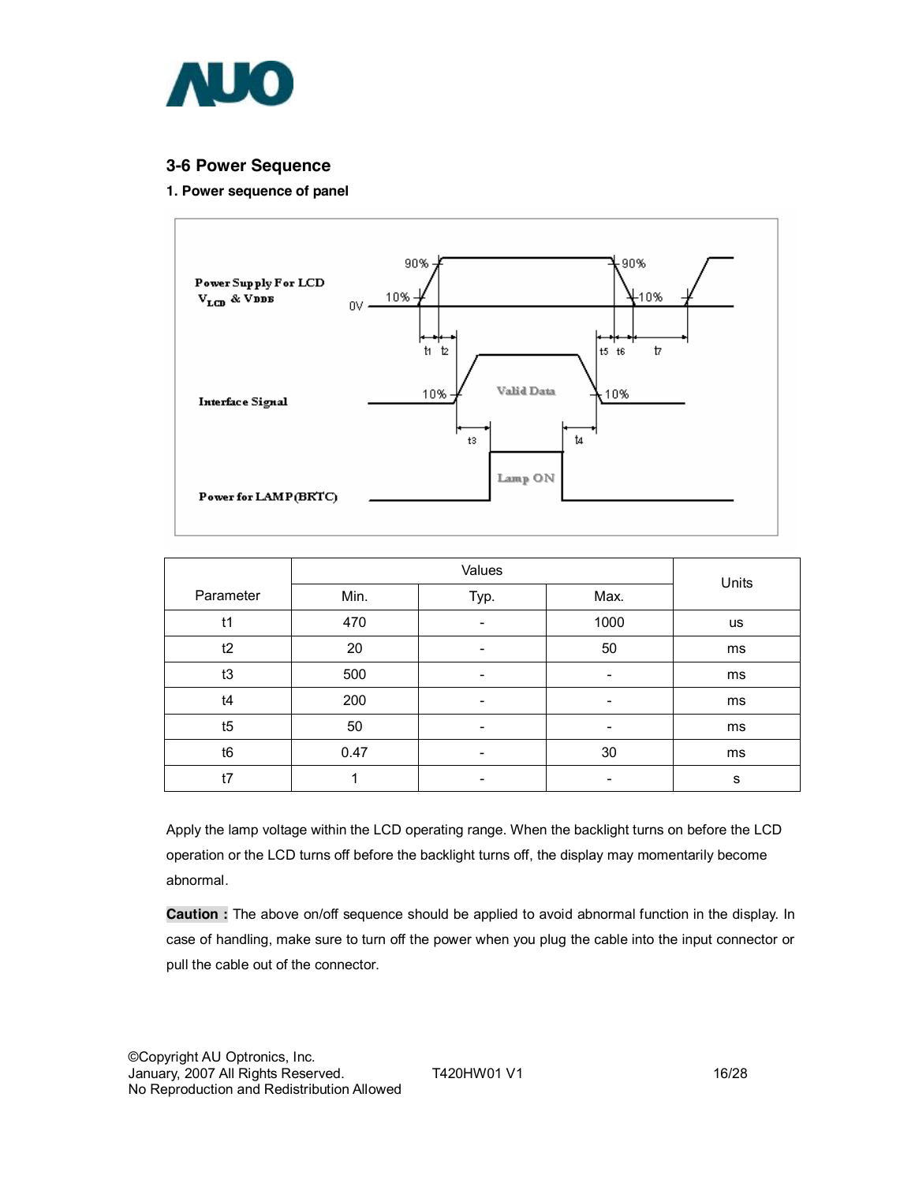## 3-6 Power Sequence

**1. Power sequence of panel**

| Parameter | Values | | | Units |
|---|---|---|---|---|
| | Min. | Typ. | Max. | |
| t1 | 470 | - | 1000 | us |
| t2 | 20 | - | 50 | ms |
| t3 | 500 | - | - | ms |
| t4 | 200 | - | - | ms |
| t5 | 50 | - | - | ms |
| t6 | 0.47 | - | 30 | ms |
| t7 | 1 | - | - | s |

Apply the lamp voltage within the LCD operating range. When the backlight turns on before the LCD operation or the LCD turns off before the backlight turns off, the display may momentarily become abnormal.

**Caution :** The above on/off sequence should be applied to avoid abnormal function in the display. In case of handling, make sure to turn off the power when you plug the cable into the input connector or pull the cable out of the connector.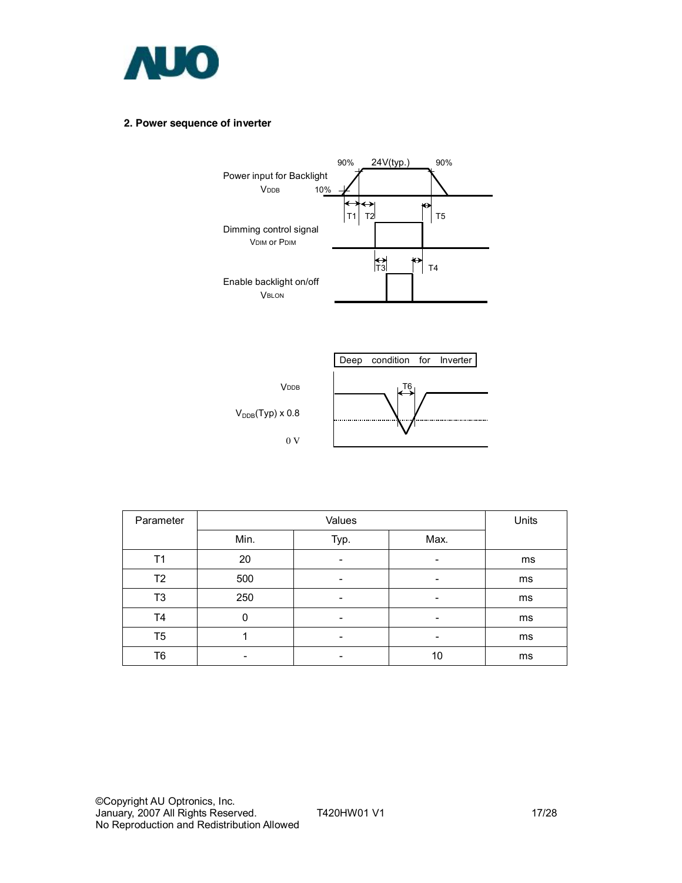## 2. Power sequence of inverter

Power input for Backlight
$V_{DDB}$

90% 24V(typ.) 90%

10%

T1 T2 T5

Dimming control signal
$V_{DIM}$ or $P_{DIM}$

T3 T4

Enable backlight on/off
$V_{BLON}$

Deep condition for Inverter

$V_{DDB}$

$V_{DDB}$(Typ) x 0.8

0 V

T6

| Parameter | Values | | | Units |
|---|---|---|---|---|
| | Min. | Typ. | Max. | |
| T1 | 20 | - | - | ms |
| T2 | 500 | - | - | ms |
| T3 | 250 | - | - | ms |
| T4 | 0 | - | - | ms |
| T5 | 1 | - | - | ms |
| T6 | - | - | 10 | ms |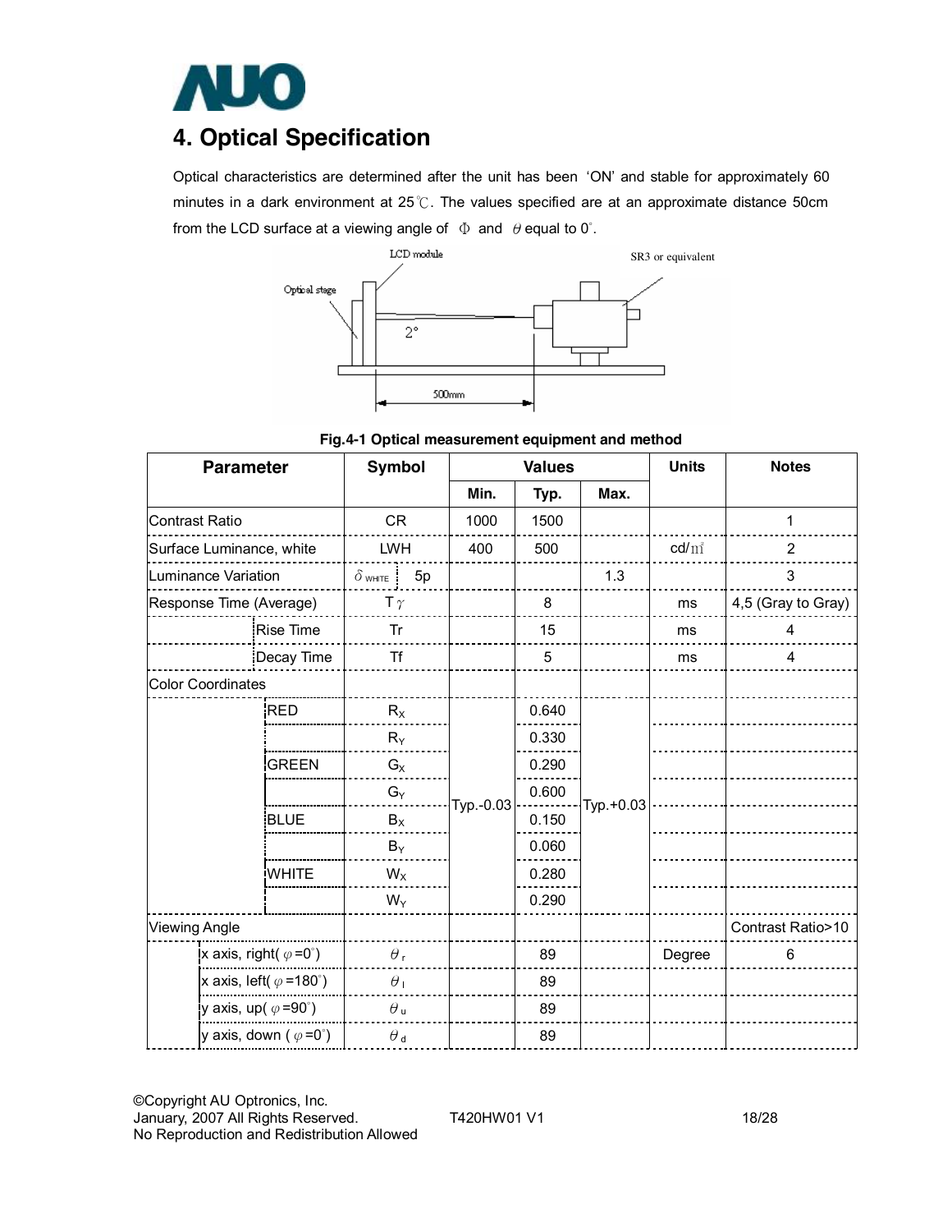# 4. Optical Specification

Optical characteristics are determined after the unit has been 'ON' and stable for approximately 60 minutes in a dark environment at 25℃. The values specified are at an approximate distance 50cm from the LCD surface at a viewing angle of $\Phi$ and $\theta$ equal to 0°.

Fig.4-1 Optical measurement equipment and method

| Parameter | | Symbol | | Values | | | Units | Notes |
|---|---|---|---|---|---|---|---|---|
| | | | | Min. | Typ. | Max. | | |
| Contrast Ratio | | CR | | 1000 | 1500 | | | 1 |
| Surface Luminance, white | | LWH | | 400 | 500 | | cd/m² | 2 |
| Luminance Variation | | $\delta_{WHITE}$ | 5p | | | 1.3 | | 3 |
| Response Time (Average) | | $T_\gamma$ | | | 8 | | ms | 4,5 (Gray to Gray) |
| | Rise Time | Tr | | | 15 | | ms | 4 |
| | Decay Time | Tf | | | 5 | | ms | 4 |
| Color Coordinates | | | | | | | | |
| | RED | $R_X$ | | Typ.-0.03 | 0.640 | Typ.+0.03 | | |
| | | $R_Y$ | | | 0.330 | | | |
| | GREEN | $G_X$ | | | 0.290 | | | |
| | | $G_Y$ | | | 0.600 | | | |
| | BLUE | $B_X$ | | | 0.150 | | | |
| | | $B_Y$ | | | 0.060 | | | |
| | WHITE | $W_X$ | | | 0.280 | | | |
| | | $W_Y$ | | | 0.290 | | | |
| Viewing Angle | | | | | | | | Contrast Ratio>10 |
| | x axis, right( $\varphi$=0°) | $\theta_r$ | | | 89 | | Degree | 6 |
| | x axis, left( $\varphi$=180°) | $\theta_l$ | | | 89 | | | |
| | y axis, up( $\varphi$=90°) | $\theta_u$ | | | 89 | | | |
| | y axis, down ( $\varphi$=0°) | $\theta_d$ | | | 89 | | | |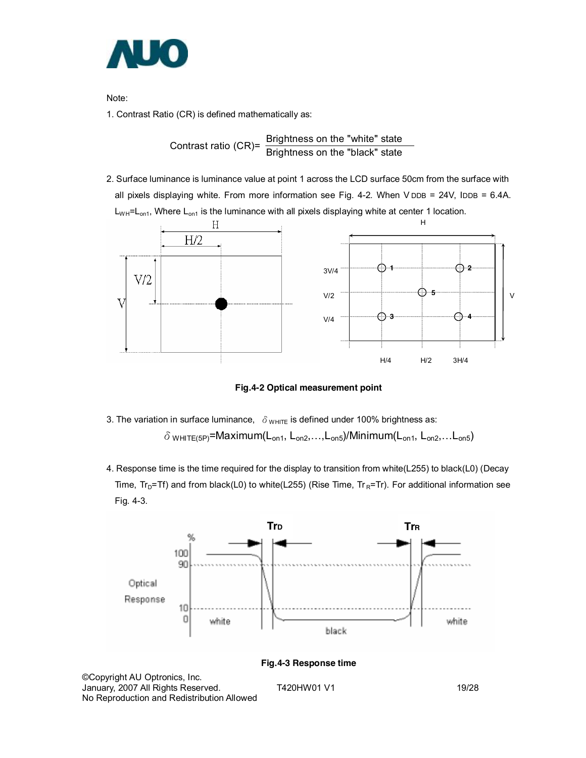Note:

1. Contrast Ratio (CR) is defined mathematically as:

$$\text{Contrast ratio (CR)} = \frac{\text{Brightness on the "white" state}}{\text{Brightness on the "black" state}}$$

2. Surface luminance is luminance value at point 1 across the LCD surface 50cm from the surface with all pixels displaying white. From more information see Fig. 4-2. When $V_{DDB}$ = 24V, $I_{DDB}$ = 6.4A. $L_{WH}=L_{on1}$, Where $L_{on1}$ is the luminance with all pixels displaying white at center 1 location.

**Fig.4-2 Optical measurement point**

3. The variation in surface luminance, $\delta_{WHITE}$ is defined under 100% brightness as:

$$\delta_{WHITE(5P)} = \text{Maximum}(L_{on1}, L_{on2}, \ldots, L_{on5}) / \text{Minimum}(L_{on1}, L_{on2}, \ldots L_{on5})$$

4. Response time is the time required for the display to transition from white(L255) to black(L0) (Decay Time, $Tr_D$=Tf) and from black(L0) to white(L255) (Rise Time, $Tr_R$=Tr). For additional information see Fig. 4-3.

**Fig.4-3 Response time**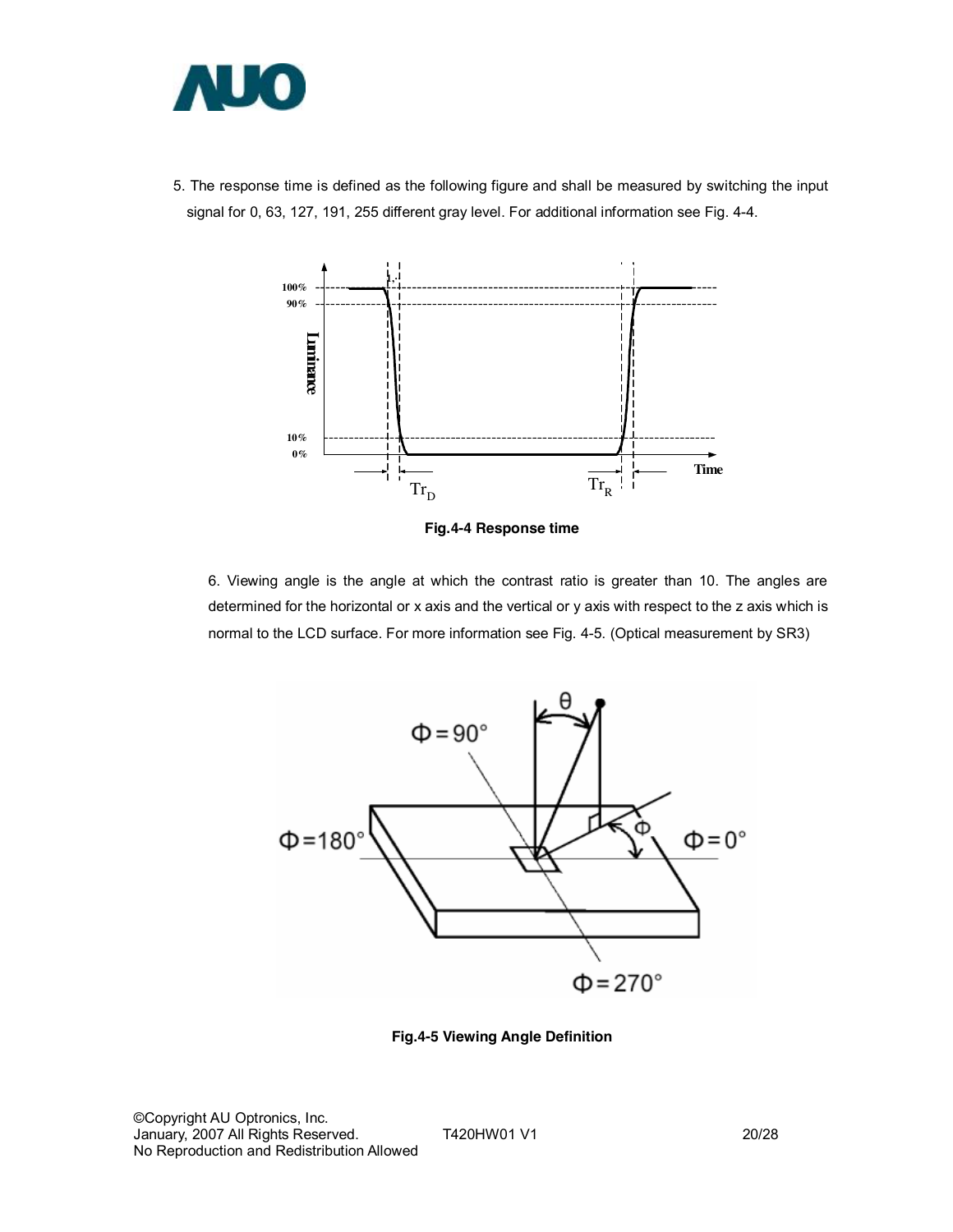5. The response time is defined as the following figure and shall be measured by switching the input signal for 0, 63, 127, 191, 255 different gray level. For additional information see Fig. 4-4.

**Fig.4-4 Response time**

6. Viewing angle is the angle at which the contrast ratio is greater than 10. The angles are determined for the horizontal or x axis and the vertical or y axis with respect to the z axis which is normal to the LCD surface. For more information see Fig. 4-5. (Optical measurement by SR3)

**Fig.4-5 Viewing Angle Definition**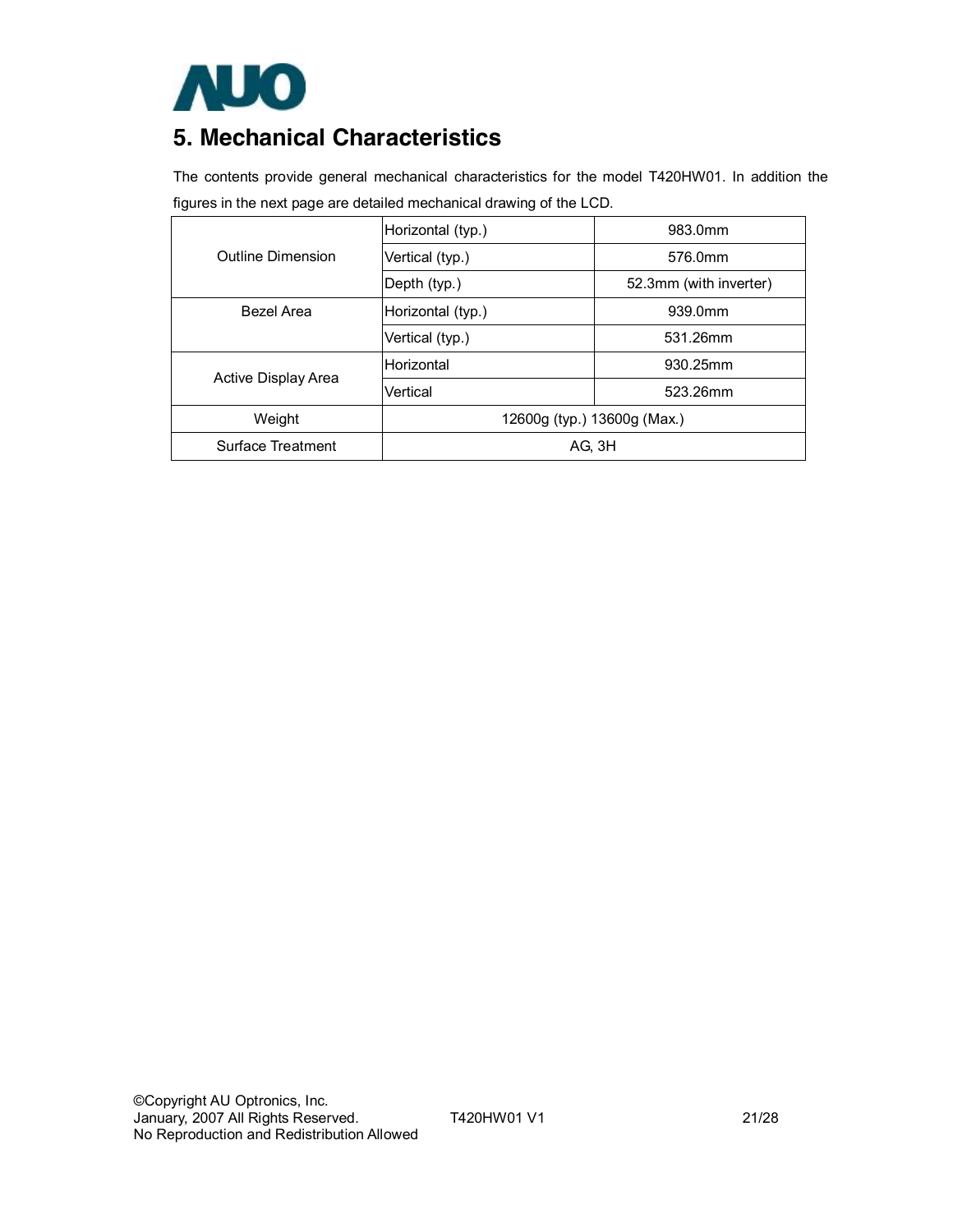## 5. Mechanical Characteristics

The contents provide general mechanical characteristics for the model T420HW01. In addition the figures in the next page are detailed mechanical drawing of the LCD.

| | | |
|---|---|---|
| Outline Dimension | Horizontal (typ.) | 983.0mm |
| | Vertical (typ.) | 576.0mm |
| | Depth (typ.) | 52.3mm (with inverter) |
| Bezel Area | Horizontal (typ.) | 939.0mm |
| | Vertical (typ.) | 531.26mm |
| Active Display Area | Horizontal | 930.25mm |
| | Vertical | 523.26mm |
| Weight | 12600g (typ.) 13600g (Max.) | |
| Surface Treatment | AG, 3H | |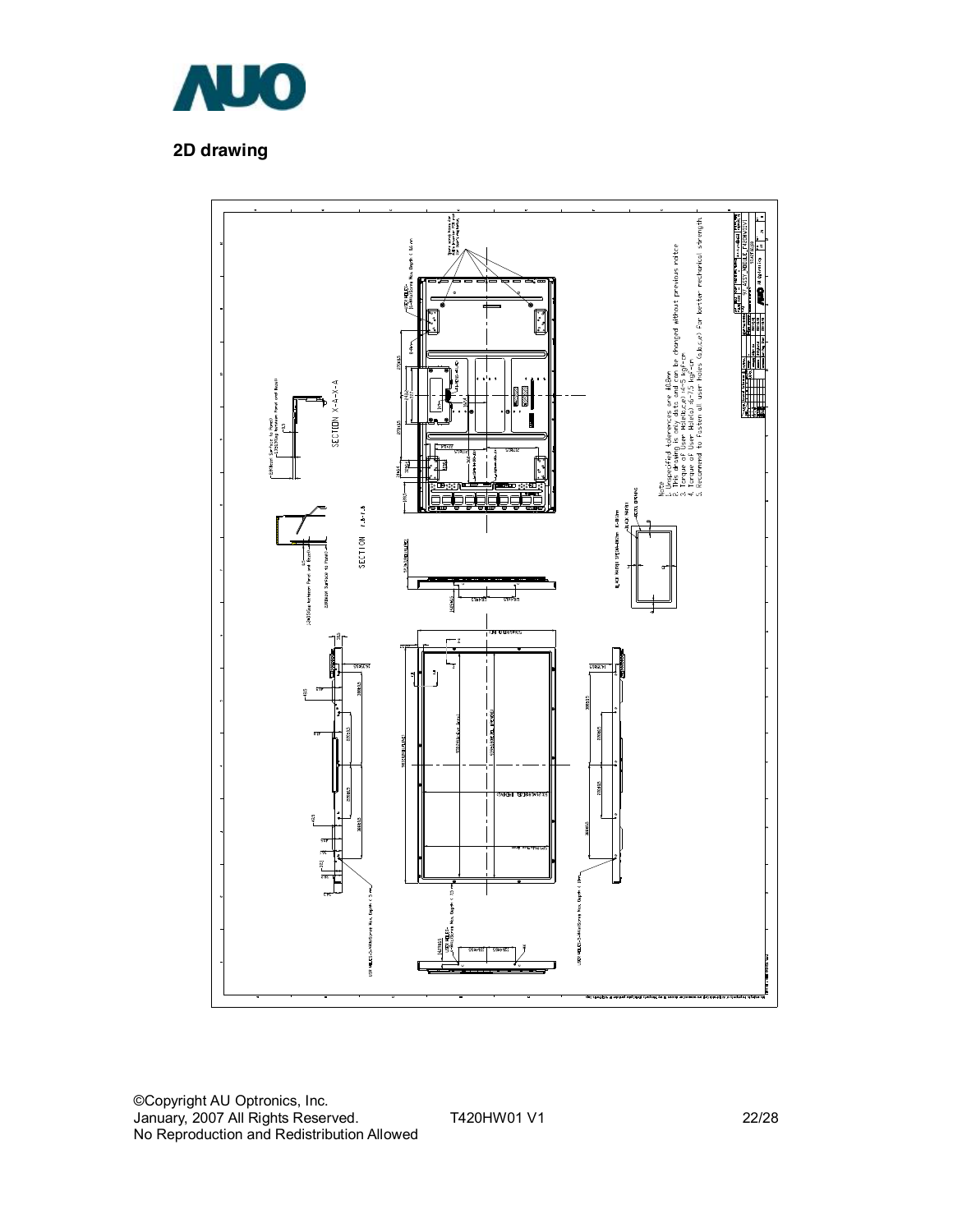## 2D drawing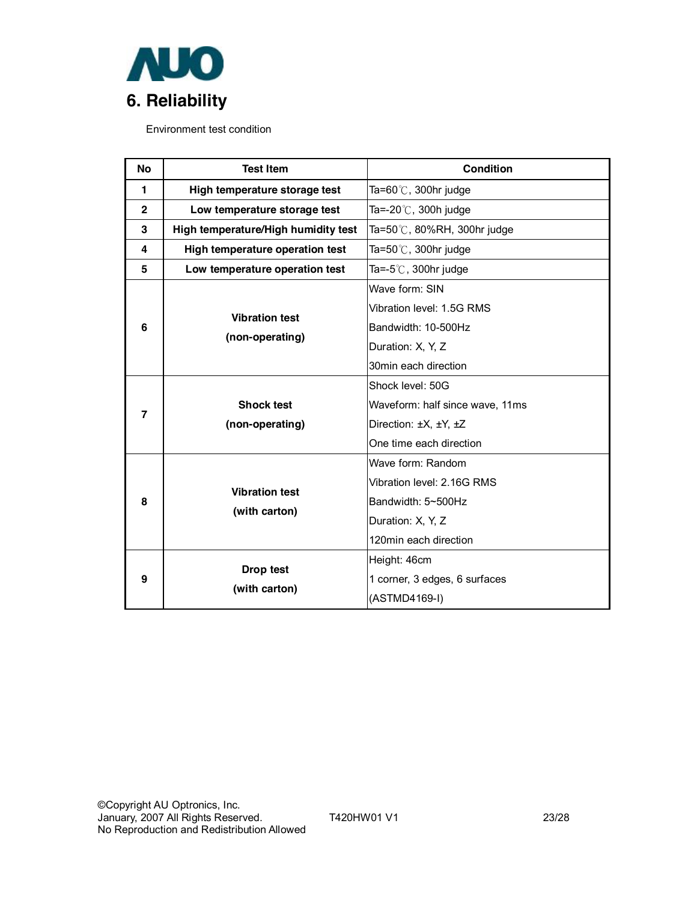# 6. Reliability

Environment test condition

| No | Test Item | Condition |
|---|---|---|
| 1 | **High temperature storage test** | Ta=60℃, 300hr judge |
| 2 | **Low temperature storage test** | Ta=-20℃, 300h judge |
| 3 | **High temperature/High humidity test** | Ta=50℃, 80%RH, 300hr judge |
| 4 | **High temperature operation test** | Ta=50℃, 300hr judge |
| 5 | **Low temperature operation test** | Ta=-5℃, 300hr judge |
| 6 | **Vibration test (non-operating)** | Wave form: SIN<br>Vibration level: 1.5G RMS<br>Bandwidth: 10-500Hz<br>Duration: X, Y, Z<br>30min each direction |
| 7 | **Shock test (non-operating)** | Shock level: 50G<br>Waveform: half since wave, 11ms<br>Direction: ±X, ±Y, ±Z<br>One time each direction |
| 8 | **Vibration test (with carton)** | Wave form: Random<br>Vibration level: 2.16G RMS<br>Bandwidth: 5~500Hz<br>Duration: X, Y, Z<br>120min each direction |
| 9 | **Drop test (with carton)** | Height: 46cm<br>1 corner, 3 edges, 6 surfaces<br>(ASTMD4169-I) |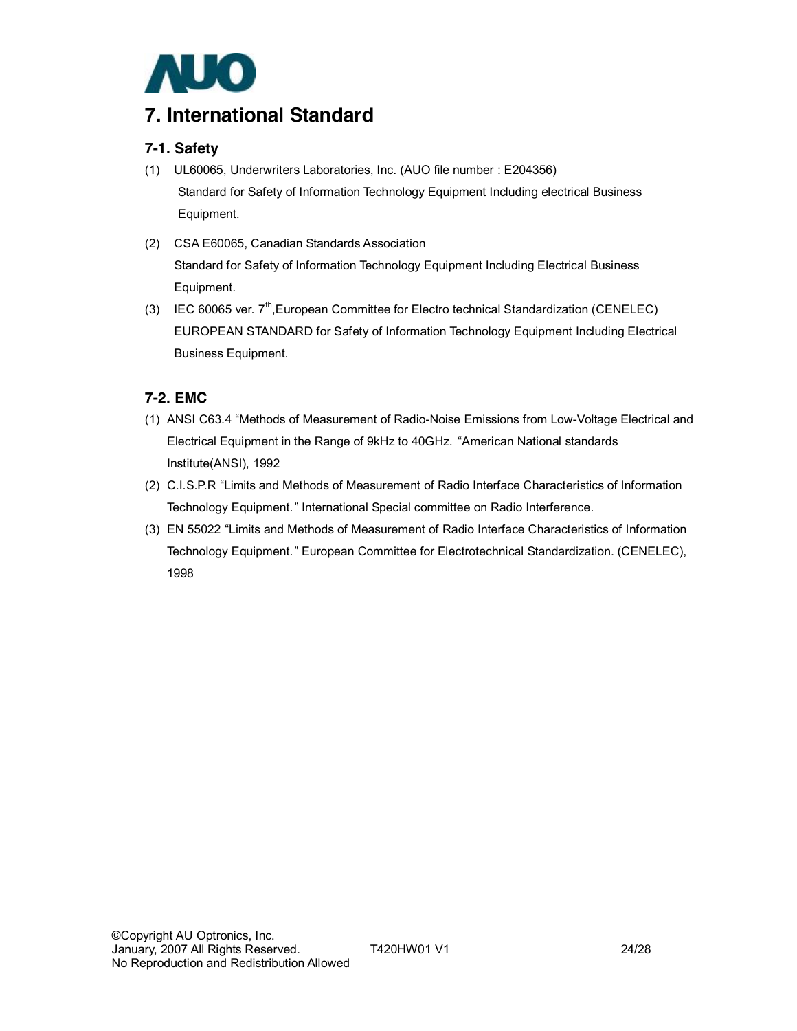# 7. International Standard

## 7-1. Safety

(1) UL60065, Underwriters Laboratories, Inc. (AUO file number : E204356)
Standard for Safety of Information Technology Equipment Including electrical Business Equipment.

(2) CSA E60065, Canadian Standards Association
Standard for Safety of Information Technology Equipment Including Electrical Business Equipment.

(3) IEC 60065 ver. 7th,European Committee for Electro technical Standardization (CENELEC)
EUROPEAN STANDARD for Safety of Information Technology Equipment Including Electrical Business Equipment.

## 7-2. EMC

(1) ANSI C63.4 "Methods of Measurement of Radio-Noise Emissions from Low-Voltage Electrical and Electrical Equipment in the Range of 9kHz to 40GHz. "American National standards Institute(ANSI), 1992

(2) C.I.S.P.R "Limits and Methods of Measurement of Radio Interface Characteristics of Information Technology Equipment." International Special committee on Radio Interference.

(3) EN 55022 "Limits and Methods of Measurement of Radio Interface Characteristics of Information Technology Equipment." European Committee for Electrotechnical Standardization. (CENELEC), 1998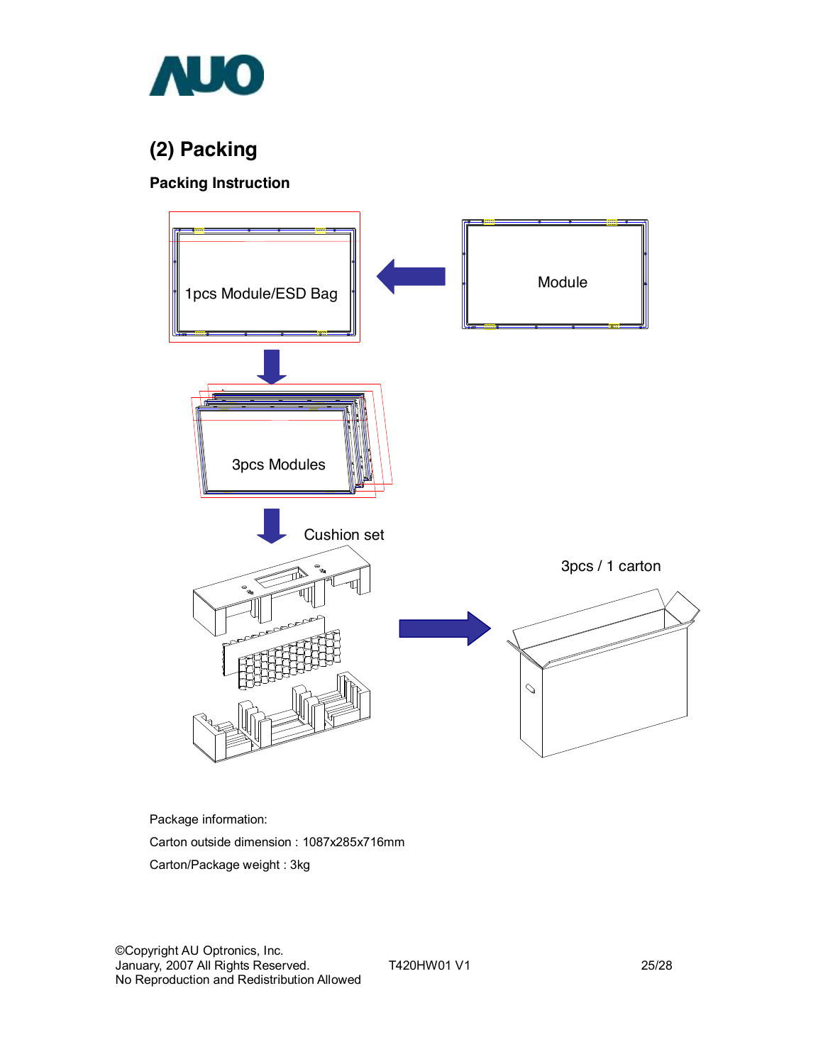## (2) Packing

### Packing Instruction

Package information:

Carton outside dimension : 1087x285x716mm

Carton/Package weight : 3kg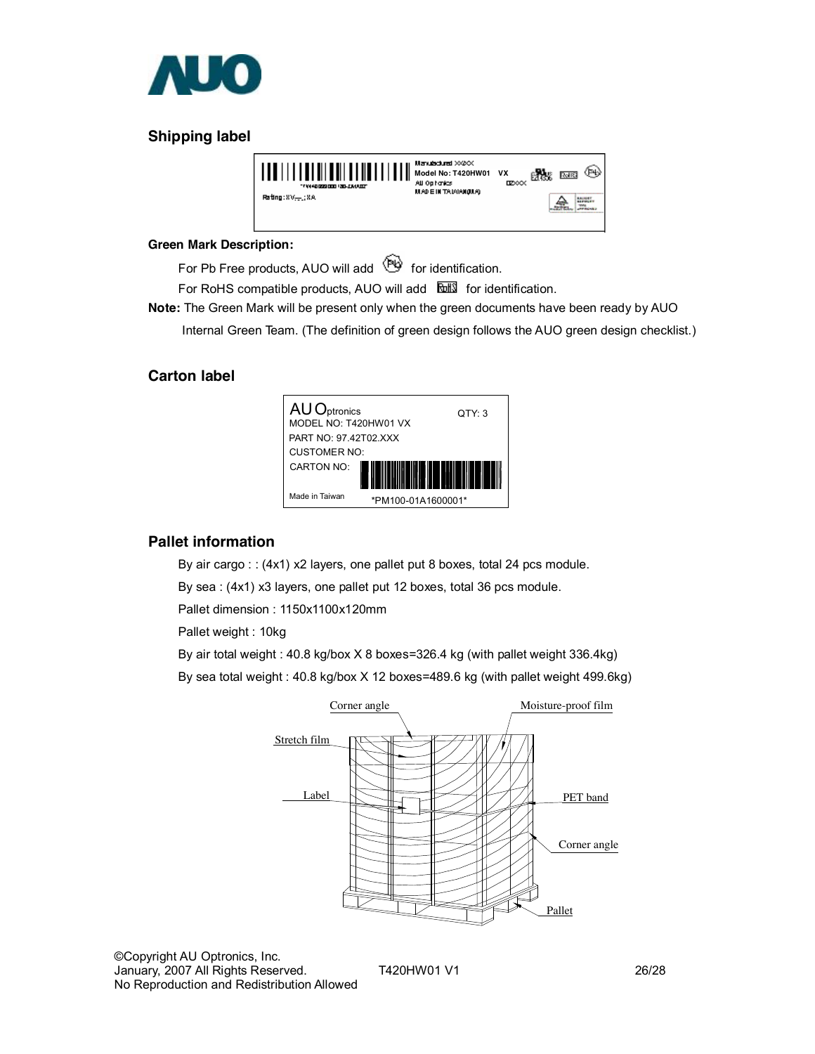## Shipping label

**Green Mark Description:**

For Pb Free products, AUO will add  for identification.

For RoHS compatible products, AUO will add  for identification.

**Note:** The Green Mark will be present only when the green documents have been ready by AUO Internal Green Team. (The definition of green design follows the AUO green design checklist.)

## Carton label

## Pallet information

By air cargo : : (4x1) x2 layers, one pallet put 8 boxes, total 24 pcs module.

By sea : (4x1) x3 layers, one pallet put 12 boxes, total 36 pcs module.

Pallet dimension : 1150x1100x120mm

Pallet weight : 10kg

By air total weight : 40.8 kg/box X 8 boxes=326.4 kg (with pallet weight 336.4kg)

By sea total weight : 40.8 kg/box X 12 boxes=489.6 kg (with pallet weight 499.6kg)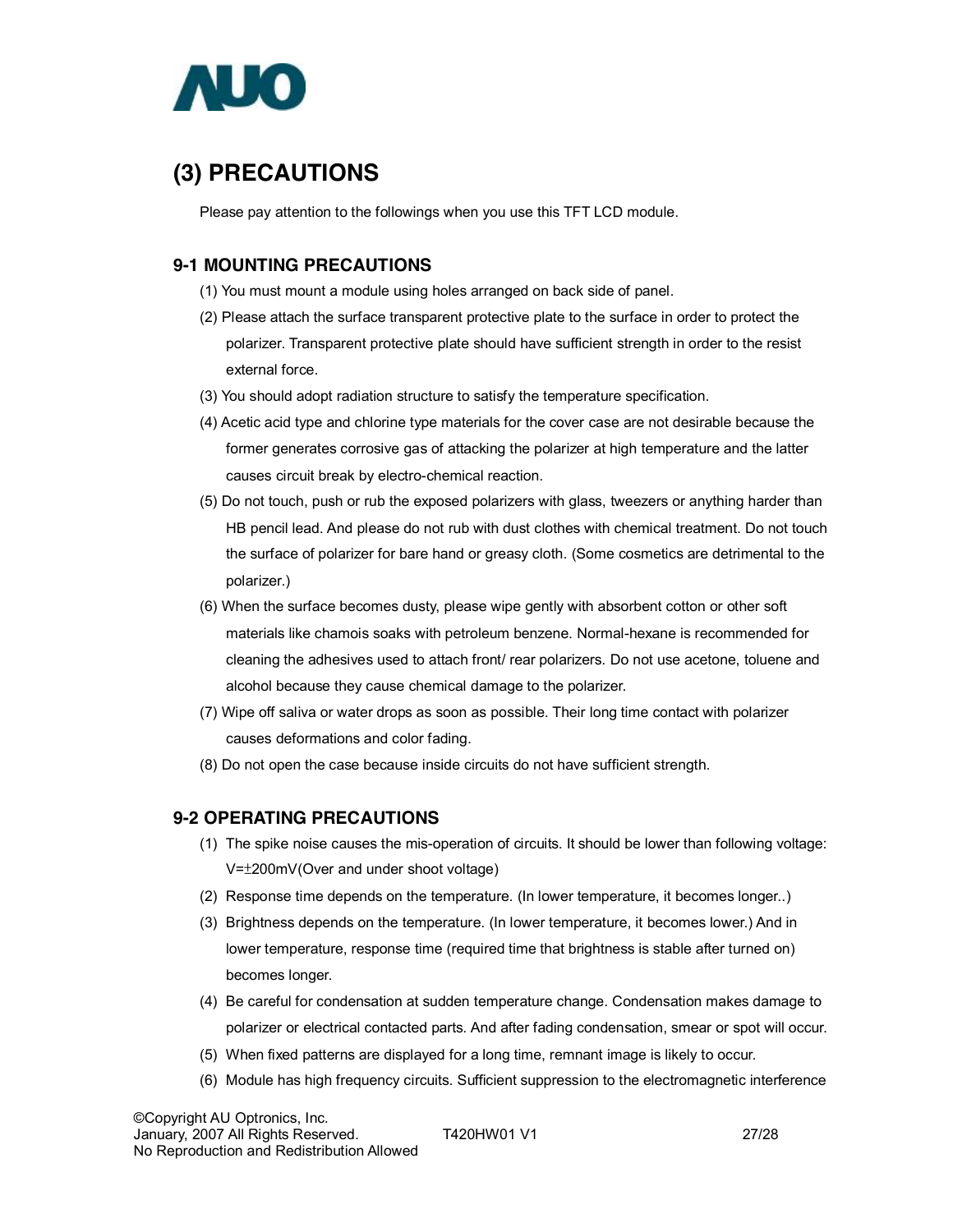## (3) PRECAUTIONS

Please pay attention to the followings when you use this TFT LCD module.

### 9-1 MOUNTING PRECAUTIONS

(1) You must mount a module using holes arranged on back side of panel.

(2) Please attach the surface transparent protective plate to the surface in order to protect the polarizer. Transparent protective plate should have sufficient strength in order to the resist external force.

(3) You should adopt radiation structure to satisfy the temperature specification.

(4) Acetic acid type and chlorine type materials for the cover case are not desirable because the former generates corrosive gas of attacking the polarizer at high temperature and the latter causes circuit break by electro-chemical reaction.

(5) Do not touch, push or rub the exposed polarizers with glass, tweezers or anything harder than HB pencil lead. And please do not rub with dust clothes with chemical treatment. Do not touch the surface of polarizer for bare hand or greasy cloth. (Some cosmetics are detrimental to the polarizer.)

(6) When the surface becomes dusty, please wipe gently with absorbent cotton or other soft materials like chamois soaks with petroleum benzene. Normal-hexane is recommended for cleaning the adhesives used to attach front/ rear polarizers. Do not use acetone, toluene and alcohol because they cause chemical damage to the polarizer.

(7) Wipe off saliva or water drops as soon as possible. Their long time contact with polarizer causes deformations and color fading.

(8) Do not open the case because inside circuits do not have sufficient strength.

### 9-2 OPERATING PRECAUTIONS

(1) The spike noise causes the mis-operation of circuits. It should be lower than following voltage: V=±200mV(Over and under shoot voltage)

(2) Response time depends on the temperature. (In lower temperature, it becomes longer..)

(3) Brightness depends on the temperature. (In lower temperature, it becomes lower.) And in lower temperature, response time (required time that brightness is stable after turned on) becomes longer.

(4) Be careful for condensation at sudden temperature change. Condensation makes damage to polarizer or electrical contacted parts. And after fading condensation, smear or spot will occur.

(5) When fixed patterns are displayed for a long time, remnant image is likely to occur.

(6) Module has high frequency circuits. Sufficient suppression to the electromagnetic interference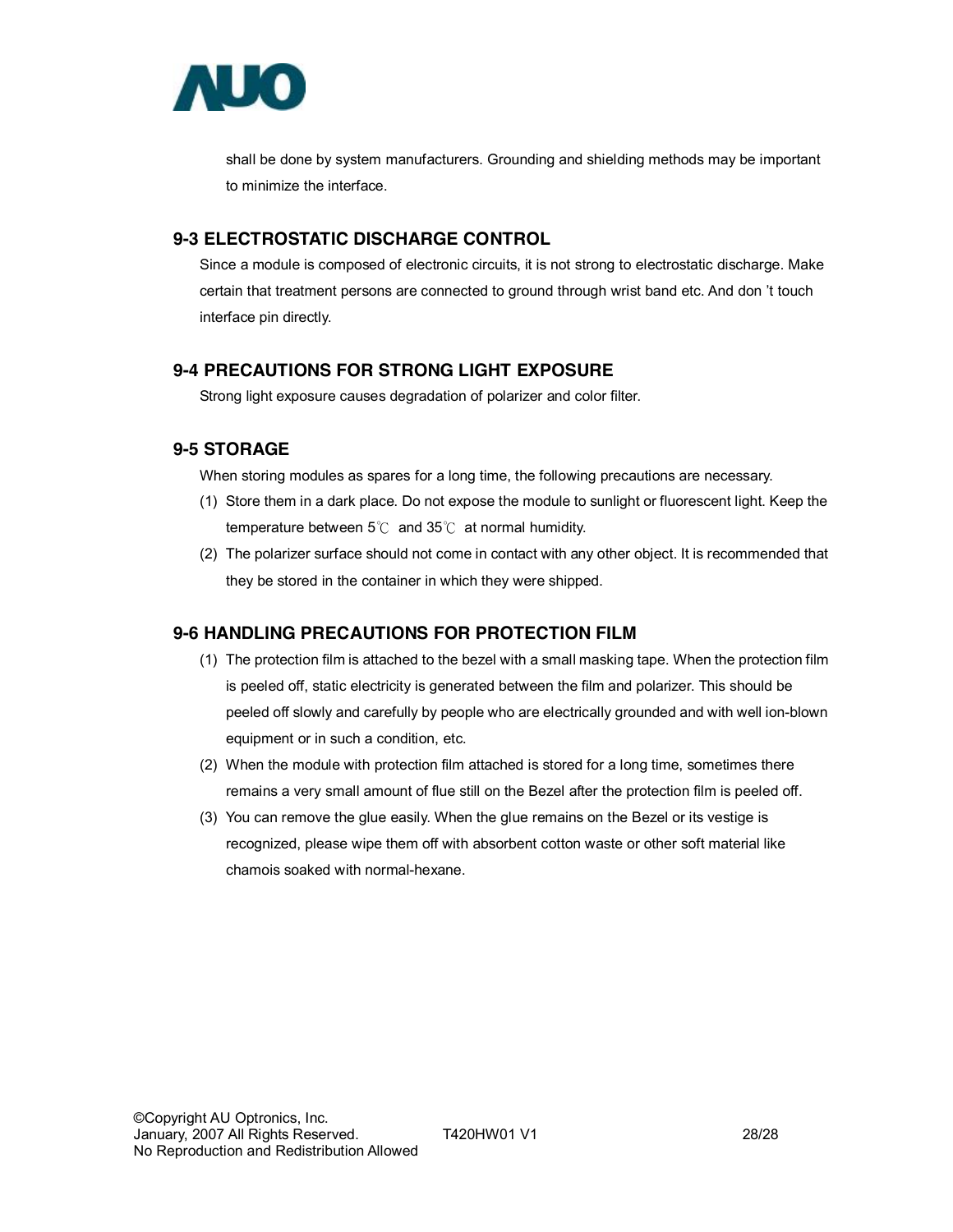shall be done by system manufacturers. Grounding and shielding methods may be important to minimize the interface.

## 9-3 ELECTROSTATIC DISCHARGE CONTROL

Since a module is composed of electronic circuits, it is not strong to electrostatic discharge. Make certain that treatment persons are connected to ground through wrist band etc. And don 't touch interface pin directly.

## 9-4 PRECAUTIONS FOR STRONG LIGHT EXPOSURE

Strong light exposure causes degradation of polarizer and color filter.

## 9-5 STORAGE

When storing modules as spares for a long time, the following precautions are necessary.

(1) Store them in a dark place. Do not expose the module to sunlight or fluorescent light. Keep the temperature between 5℃ and 35℃ at normal humidity.

(2) The polarizer surface should not come in contact with any other object. It is recommended that they be stored in the container in which they were shipped.

## 9-6 HANDLING PRECAUTIONS FOR PROTECTION FILM

(1) The protection film is attached to the bezel with a small masking tape. When the protection film is peeled off, static electricity is generated between the film and polarizer. This should be peeled off slowly and carefully by people who are electrically grounded and with well ion-blown equipment or in such a condition, etc.

(2) When the module with protection film attached is stored for a long time, sometimes there remains a very small amount of flue still on the Bezel after the protection film is peeled off.

(3) You can remove the glue easily. When the glue remains on the Bezel or its vestige is recognized, please wipe them off with absorbent cotton waste or other soft material like chamois soaked with normal-hexane.